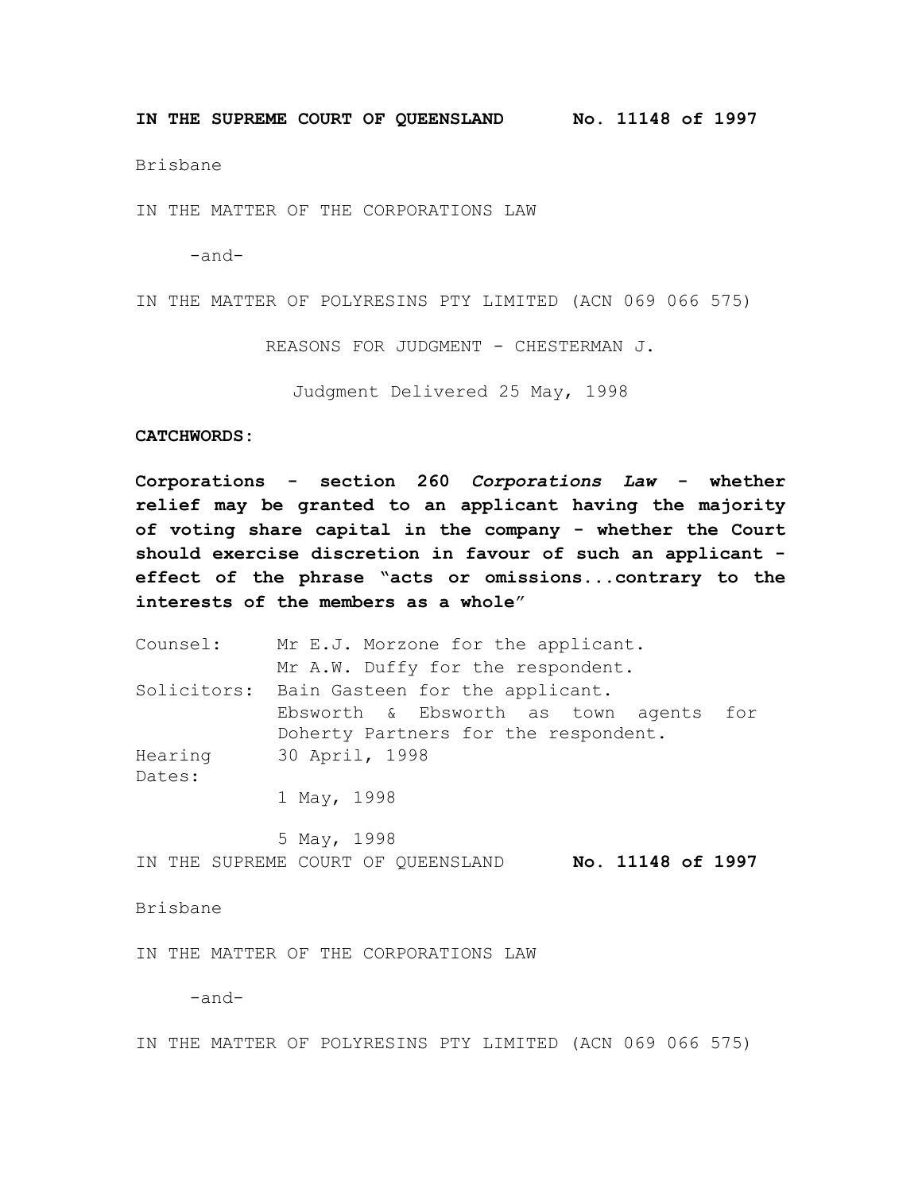**IN THE SUPREME COURT OF QUEENSLAND No. 11148 of 1997**

Brisbane

IN THE MATTER OF THE CORPORATIONS LAW

-and-

IN THE MATTER OF POLYRESINS PTY LIMITED (ACN 069 066 575)

REASONS FOR JUDGMENT - CHESTERMAN J.

Judgment Delivered 25 May, 1998

**CATCHWORDS:**

**Corporations - section 260 *Corporations Law* - whether relief may be granted to an applicant having the majority of voting share capital in the company - whether the Court should exercise discretion in favour of such an applicant - effect of the phrase "acts or omissions...contrary to the interests of the members as a whole"**

| | |
|---|---|
| Counsel: | Mr E.J. Morzone for the applicant. |
| | Mr A.W. Duffy for the respondent. |
| Solicitors: | Bain Gasteen for the applicant. |
| | Ebsworth & Ebsworth as town agents for Doherty Partners for the respondent. |
| Hearing Dates: | 30 April, 1998 |
| | 1 May, 1998 |
| | 5 May, 1998 |

IN THE SUPREME COURT OF QUEENSLAND **No. 11148 of 1997**

Brisbane

IN THE MATTER OF THE CORPORATIONS LAW

-and-

IN THE MATTER OF POLYRESINS PTY LIMITED (ACN 069 066 575)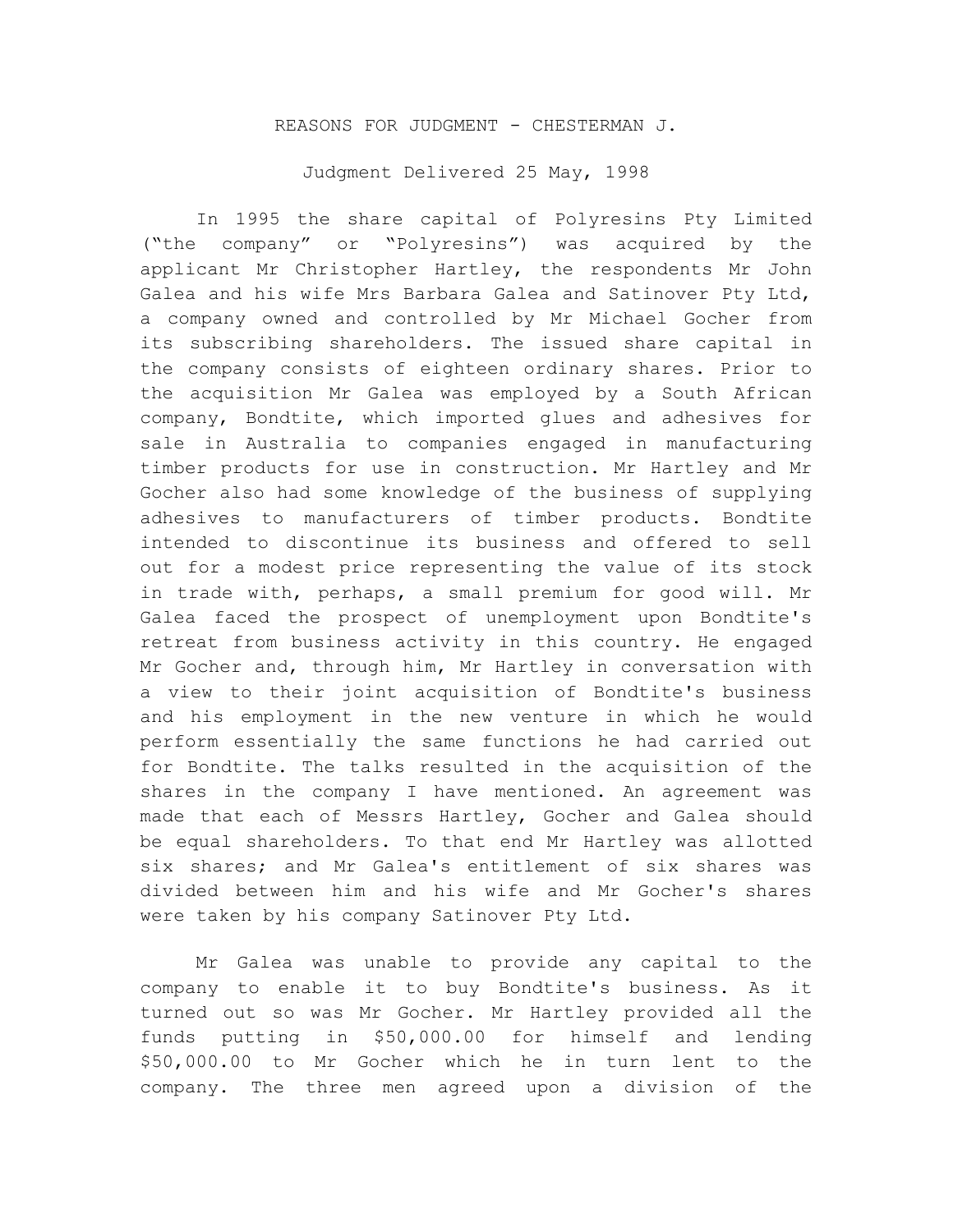REASONS FOR JUDGMENT - CHESTERMAN J.

Judgment Delivered 25 May, 1998

In 1995 the share capital of Polyresins Pty Limited ("the company" or "Polyresins") was acquired by the applicant Mr Christopher Hartley, the respondents Mr John Galea and his wife Mrs Barbara Galea and Satinover Pty Ltd, a company owned and controlled by Mr Michael Gocher from its subscribing shareholders. The issued share capital in the company consists of eighteen ordinary shares. Prior to the acquisition Mr Galea was employed by a South African company, Bondtite, which imported glues and adhesives for sale in Australia to companies engaged in manufacturing timber products for use in construction. Mr Hartley and Mr Gocher also had some knowledge of the business of supplying adhesives to manufacturers of timber products. Bondtite intended to discontinue its business and offered to sell out for a modest price representing the value of its stock in trade with, perhaps, a small premium for good will. Mr Galea faced the prospect of unemployment upon Bondtite's retreat from business activity in this country. He engaged Mr Gocher and, through him, Mr Hartley in conversation with a view to their joint acquisition of Bondtite's business and his employment in the new venture in which he would perform essentially the same functions he had carried out for Bondtite. The talks resulted in the acquisition of the shares in the company I have mentioned. An agreement was made that each of Messrs Hartley, Gocher and Galea should be equal shareholders. To that end Mr Hartley was allotted six shares; and Mr Galea's entitlement of six shares was divided between him and his wife and Mr Gocher's shares were taken by his company Satinover Pty Ltd.

Mr Galea was unable to provide any capital to the company to enable it to buy Bondtite's business. As it turned out so was Mr Gocher. Mr Hartley provided all the funds putting in $50,000.00 for himself and lending $50,000.00 to Mr Gocher which he in turn lent to the company. The three men agreed upon a division of the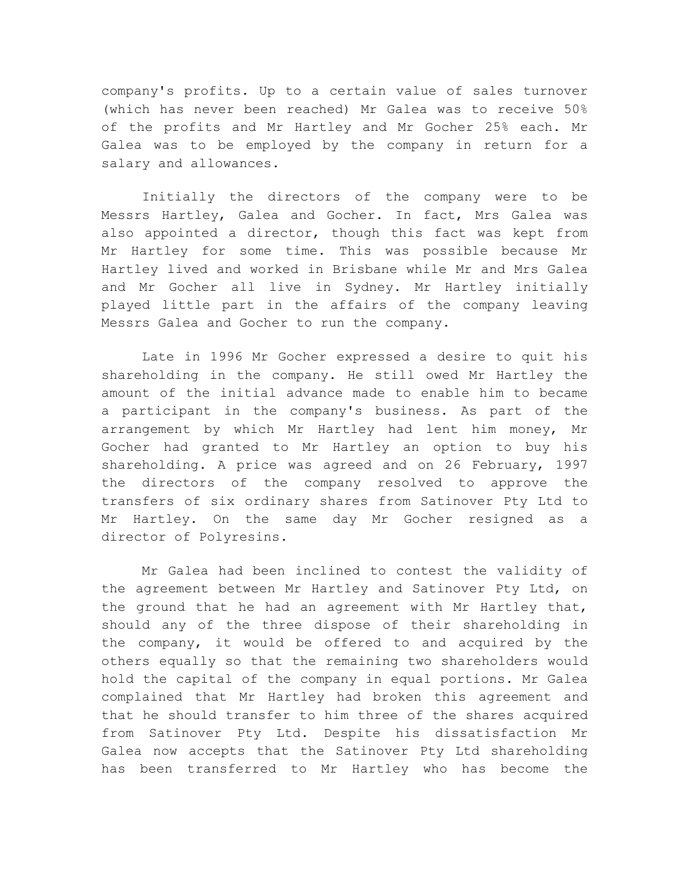company's profits. Up to a certain value of sales turnover (which has never been reached) Mr Galea was to receive 50% of the profits and Mr Hartley and Mr Gocher 25% each. Mr Galea was to be employed by the company in return for a salary and allowances.

Initially the directors of the company were to be Messrs Hartley, Galea and Gocher. In fact, Mrs Galea was also appointed a director, though this fact was kept from Mr Hartley for some time. This was possible because Mr Hartley lived and worked in Brisbane while Mr and Mrs Galea and Mr Gocher all live in Sydney. Mr Hartley initially played little part in the affairs of the company leaving Messrs Galea and Gocher to run the company.

Late in 1996 Mr Gocher expressed a desire to quit his shareholding in the company. He still owed Mr Hartley the amount of the initial advance made to enable him to became a participant in the company's business. As part of the arrangement by which Mr Hartley had lent him money, Mr Gocher had granted to Mr Hartley an option to buy his shareholding. A price was agreed and on 26 February, 1997 the directors of the company resolved to approve the transfers of six ordinary shares from Satinover Pty Ltd to Mr Hartley. On the same day Mr Gocher resigned as a director of Polyresins.

Mr Galea had been inclined to contest the validity of the agreement between Mr Hartley and Satinover Pty Ltd, on the ground that he had an agreement with Mr Hartley that, should any of the three dispose of their shareholding in the company, it would be offered to and acquired by the others equally so that the remaining two shareholders would hold the capital of the company in equal portions. Mr Galea complained that Mr Hartley had broken this agreement and that he should transfer to him three of the shares acquired from Satinover Pty Ltd. Despite his dissatisfaction Mr Galea now accepts that the Satinover Pty Ltd shareholding has been transferred to Mr Hartley who has become the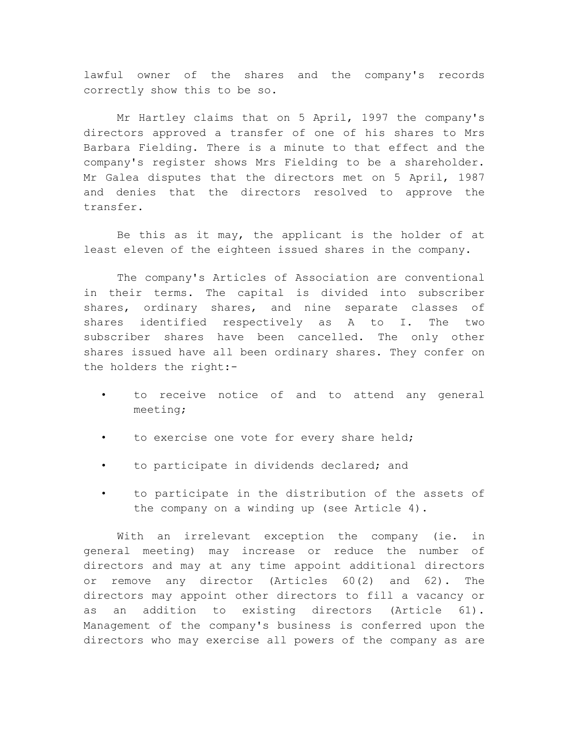lawful owner of the shares and the company's records correctly show this to be so.

Mr Hartley claims that on 5 April, 1997 the company's directors approved a transfer of one of his shares to Mrs Barbara Fielding. There is a minute to that effect and the company's register shows Mrs Fielding to be a shareholder. Mr Galea disputes that the directors met on 5 April, 1987 and denies that the directors resolved to approve the transfer.

Be this as it may, the applicant is the holder of at least eleven of the eighteen issued shares in the company.

The company's Articles of Association are conventional in their terms. The capital is divided into subscriber shares, ordinary shares, and nine separate classes of shares identified respectively as A to I. The two subscriber shares have been cancelled. The only other shares issued have all been ordinary shares. They confer on the holders the right:-

- to receive notice of and to attend any general meeting;
- to exercise one vote for every share held;
- to participate in dividends declared; and
- to participate in the distribution of the assets of the company on a winding up (see Article 4).

With an irrelevant exception the company (ie. in general meeting) may increase or reduce the number of directors and may at any time appoint additional directors or remove any director (Articles 60(2) and 62). The directors may appoint other directors to fill a vacancy or as an addition to existing directors (Article 61). Management of the company's business is conferred upon the directors who may exercise all powers of the company as are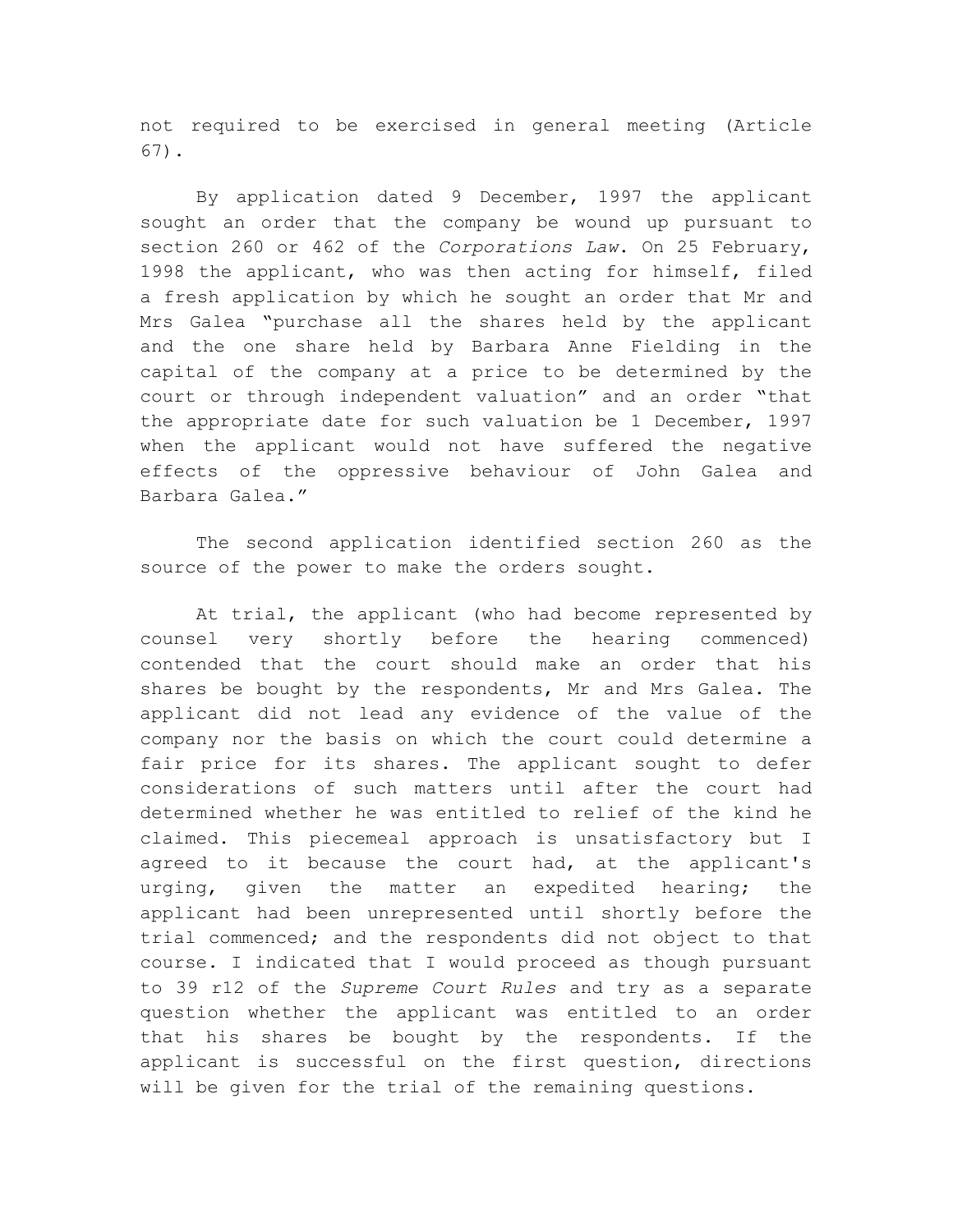not required to be exercised in general meeting (Article 67).

By application dated 9 December, 1997 the applicant sought an order that the company be wound up pursuant to section 260 or 462 of the *Corporations Law*. On 25 February, 1998 the applicant, who was then acting for himself, filed a fresh application by which he sought an order that Mr and Mrs Galea "purchase all the shares held by the applicant and the one share held by Barbara Anne Fielding in the capital of the company at a price to be determined by the court or through independent valuation" and an order "that the appropriate date for such valuation be 1 December, 1997 when the applicant would not have suffered the negative effects of the oppressive behaviour of John Galea and Barbara Galea."

The second application identified section 260 as the source of the power to make the orders sought.

At trial, the applicant (who had become represented by counsel very shortly before the hearing commenced) contended that the court should make an order that his shares be bought by the respondents, Mr and Mrs Galea. The applicant did not lead any evidence of the value of the company nor the basis on which the court could determine a fair price for its shares. The applicant sought to defer considerations of such matters until after the court had determined whether he was entitled to relief of the kind he claimed. This piecemeal approach is unsatisfactory but I agreed to it because the court had, at the applicant's urging, given the matter an expedited hearing; the applicant had been unrepresented until shortly before the trial commenced; and the respondents did not object to that course. I indicated that I would proceed as though pursuant to 39 r12 of the *Supreme Court Rules* and try as a separate question whether the applicant was entitled to an order that his shares be bought by the respondents. If the applicant is successful on the first question, directions will be given for the trial of the remaining questions.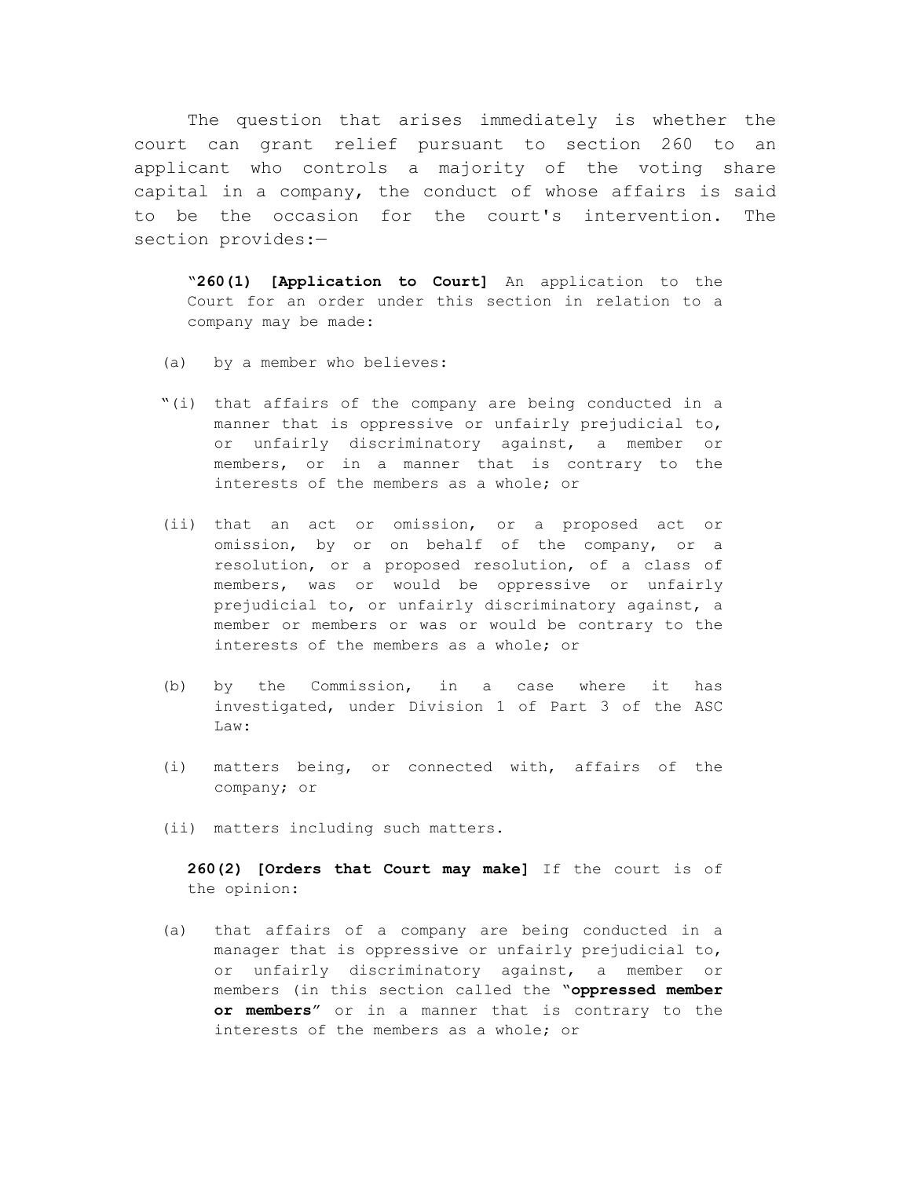The question that arises immediately is whether the court can grant relief pursuant to section 260 to an applicant who controls a majority of the voting share capital in a company, the conduct of whose affairs is said to be the occasion for the court's intervention. The section provides:—

> "**260(1) [Application to Court]** An application to the Court for an order under this section in relation to a company may be made:
>
> (a) by a member who believes:
>
> "(i) that affairs of the company are being conducted in a manner that is oppressive or unfairly prejudicial to, or unfairly discriminatory against, a member or members, or in a manner that is contrary to the interests of the members as a whole; or
>
> (ii) that an act or omission, or a proposed act or omission, by or on behalf of the company, or a resolution, or a proposed resolution, of a class of members, was or would be oppressive or unfairly prejudicial to, or unfairly discriminatory against, a member or members or was or would be contrary to the interests of the members as a whole; or
>
> (b) by the Commission, in a case where it has investigated, under Division 1 of Part 3 of the ASC Law:
>
> (i) matters being, or connected with, affairs of the company; or
>
> (ii) matters including such matters.
>
> **260(2) [Orders that Court may make]** If the court is of the opinion:
>
> (a) that affairs of a company are being conducted in a manager that is oppressive or unfairly prejudicial to, or unfairly discriminatory against, a member or members (in this section called the "**oppressed member or members**" or in a manner that is contrary to the interests of the members as a whole; or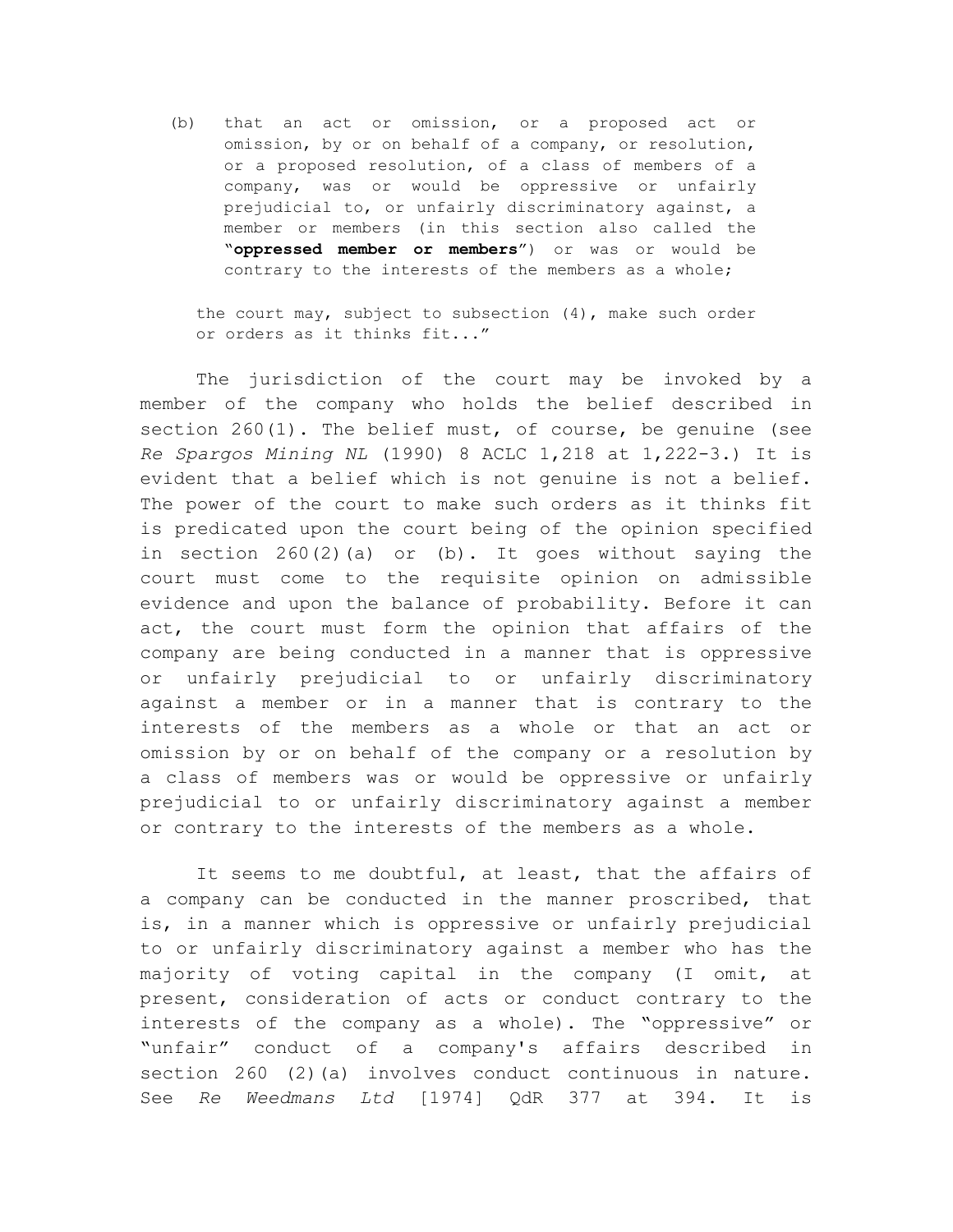(b) that an act or omission, or a proposed act or omission, by or on behalf of a company, or resolution, or a proposed resolution, of a class of members of a company, was or would be oppressive or unfairly prejudicial to, or unfairly discriminatory against, a member or members (in this section also called the "**oppressed member or members**") or was or would be contrary to the interests of the members as a whole;

the court may, subject to subsection (4), make such order or orders as it thinks fit..."

The jurisdiction of the court may be invoked by a member of the company who holds the belief described in section 260(1). The belief must, of course, be genuine (see *Re Spargos Mining NL* (1990) 8 ACLC 1,218 at 1,222-3.) It is evident that a belief which is not genuine is not a belief. The power of the court to make such orders as it thinks fit is predicated upon the court being of the opinion specified in section 260(2)(a) or (b). It goes without saying the court must come to the requisite opinion on admissible evidence and upon the balance of probability. Before it can act, the court must form the opinion that affairs of the company are being conducted in a manner that is oppressive or unfairly prejudicial to or unfairly discriminatory against a member or in a manner that is contrary to the interests of the members as a whole or that an act or omission by or on behalf of the company or a resolution by a class of members was or would be oppressive or unfairly prejudicial to or unfairly discriminatory against a member or contrary to the interests of the members as a whole.

It seems to me doubtful, at least, that the affairs of a company can be conducted in the manner proscribed, that is, in a manner which is oppressive or unfairly prejudicial to or unfairly discriminatory against a member who has the majority of voting capital in the company (I omit, at present, consideration of acts or conduct contrary to the interests of the company as a whole). The "oppressive" or "unfair" conduct of a company's affairs described in section 260 (2)(a) involves conduct continuous in nature. See *Re Weedmans Ltd* [1974] QdR 377 at 394. It is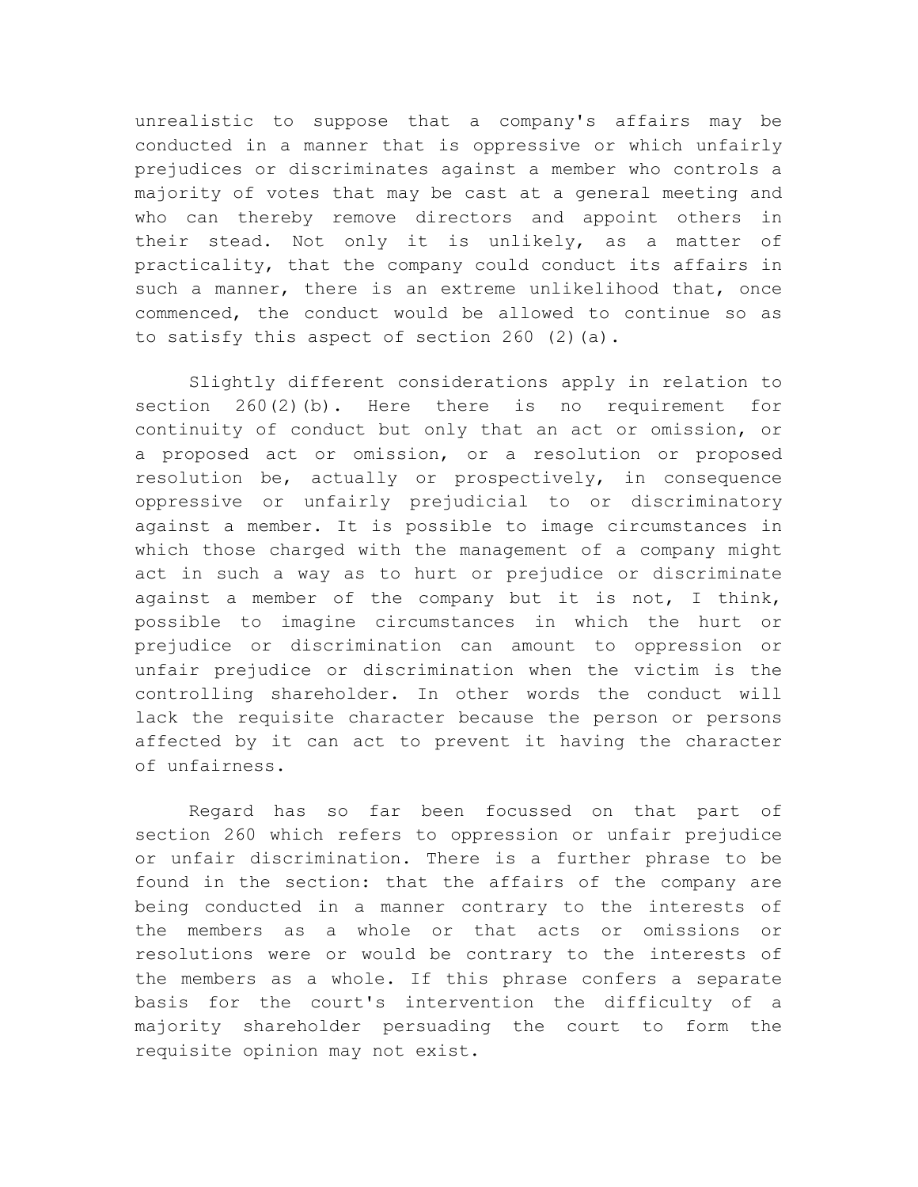unrealistic to suppose that a company's affairs may be conducted in a manner that is oppressive or which unfairly prejudices or discriminates against a member who controls a majority of votes that may be cast at a general meeting and who can thereby remove directors and appoint others in their stead. Not only it is unlikely, as a matter of practicality, that the company could conduct its affairs in such a manner, there is an extreme unlikelihood that, once commenced, the conduct would be allowed to continue so as to satisfy this aspect of section 260 (2)(a).

Slightly different considerations apply in relation to section 260(2)(b). Here there is no requirement for continuity of conduct but only that an act or omission, or a proposed act or omission, or a resolution or proposed resolution be, actually or prospectively, in consequence oppressive or unfairly prejudicial to or discriminatory against a member. It is possible to image circumstances in which those charged with the management of a company might act in such a way as to hurt or prejudice or discriminate against a member of the company but it is not, I think, possible to imagine circumstances in which the hurt or prejudice or discrimination can amount to oppression or unfair prejudice or discrimination when the victim is the controlling shareholder. In other words the conduct will lack the requisite character because the person or persons affected by it can act to prevent it having the character of unfairness.

Regard has so far been focussed on that part of section 260 which refers to oppression or unfair prejudice or unfair discrimination. There is a further phrase to be found in the section: that the affairs of the company are being conducted in a manner contrary to the interests of the members as a whole or that acts or omissions or resolutions were or would be contrary to the interests of the members as a whole. If this phrase confers a separate basis for the court's intervention the difficulty of a majority shareholder persuading the court to form the requisite opinion may not exist.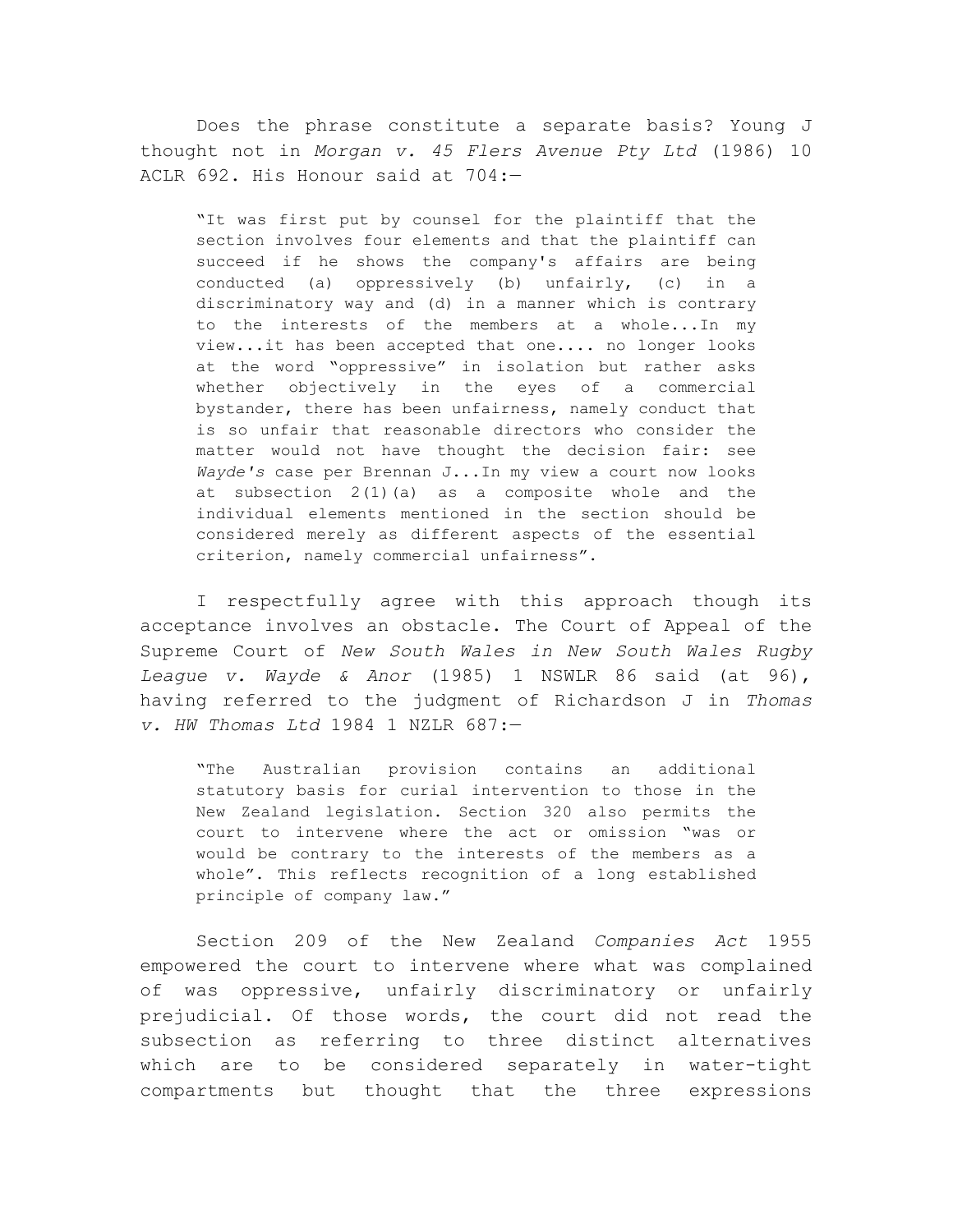Does the phrase constitute a separate basis? Young J thought not in *Morgan v. 45 Flers Avenue Pty Ltd* (1986) 10 ACLR 692. His Honour said at 704:—

> "It was first put by counsel for the plaintiff that the section involves four elements and that the plaintiff can succeed if he shows the company's affairs are being conducted (a) oppressively (b) unfairly, (c) in a discriminatory way and (d) in a manner which is contrary to the interests of the members at a whole...In my view...it has been accepted that one.... no longer looks at the word "oppressive" in isolation but rather asks whether objectively in the eyes of a commercial bystander, there has been unfairness, namely conduct that is so unfair that reasonable directors who consider the matter would not have thought the decision fair: see *Wayde's* case per Brennan J...In my view a court now looks at subsection 2(1)(a) as a composite whole and the individual elements mentioned in the section should be considered merely as different aspects of the essential criterion, namely commercial unfairness".

I respectfully agree with this approach though its acceptance involves an obstacle. The Court of Appeal of the Supreme Court of *New South Wales in New South Wales Rugby League v. Wayde & Anor* (1985) 1 NSWLR 86 said (at 96), having referred to the judgment of Richardson J in *Thomas v. HW Thomas Ltd* 1984 1 NZLR 687:—

> "The Australian provision contains an additional statutory basis for curial intervention to those in the New Zealand legislation. Section 320 also permits the court to intervene where the act or omission "was or would be contrary to the interests of the members as a whole". This reflects recognition of a long established principle of company law."

Section 209 of the New Zealand *Companies Act* 1955 empowered the court to intervene where what was complained of was oppressive, unfairly discriminatory or unfairly prejudicial. Of those words, the court did not read the subsection as referring to three distinct alternatives which are to be considered separately in water-tight compartments but thought that the three expressions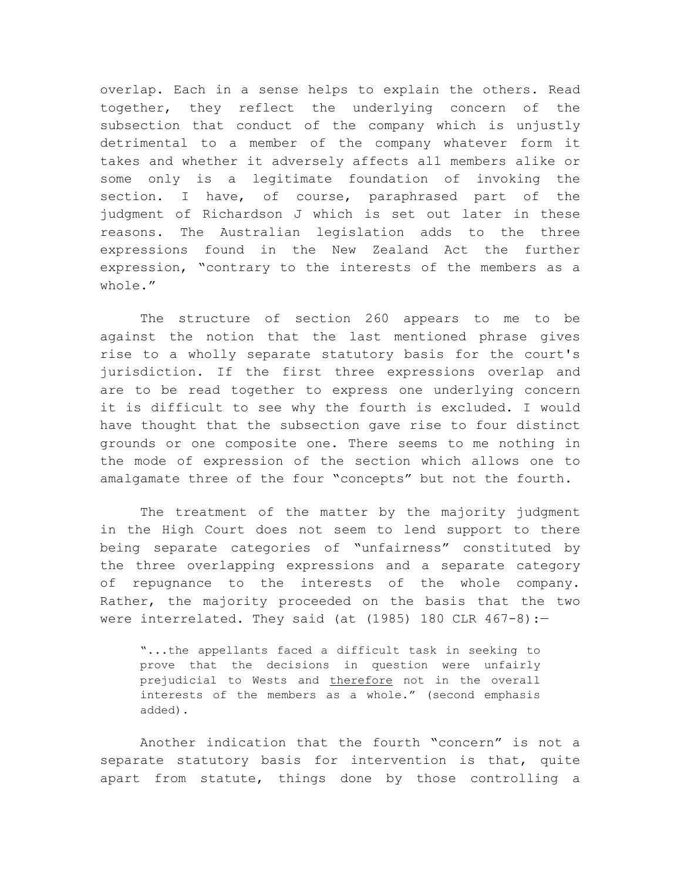overlap. Each in a sense helps to explain the others. Read together, they reflect the underlying concern of the subsection that conduct of the company which is unjustly detrimental to a member of the company whatever form it takes and whether it adversely affects all members alike or some only is a legitimate foundation of invoking the section. I have, of course, paraphrased part of the judgment of Richardson J which is set out later in these reasons. The Australian legislation adds to the three expressions found in the New Zealand Act the further expression, "contrary to the interests of the members as a whole."

The structure of section 260 appears to me to be against the notion that the last mentioned phrase gives rise to a wholly separate statutory basis for the court's jurisdiction. If the first three expressions overlap and are to be read together to express one underlying concern it is difficult to see why the fourth is excluded. I would have thought that the subsection gave rise to four distinct grounds or one composite one. There seems to me nothing in the mode of expression of the section which allows one to amalgamate three of the four "concepts" but not the fourth.

The treatment of the matter by the majority judgment in the High Court does not seem to lend support to there being separate categories of "unfairness" constituted by the three overlapping expressions and a separate category of repugnance to the interests of the whole company. Rather, the majority proceeded on the basis that the two were interrelated. They said (at (1985) 180 CLR 467-8):—

> "...the appellants faced a difficult task in seeking to prove that the decisions in question were unfairly prejudicial to Wests and <u>therefore</u> not in the overall interests of the members as a whole." (second emphasis added).

Another indication that the fourth "concern" is not a separate statutory basis for intervention is that, quite apart from statute, things done by those controlling a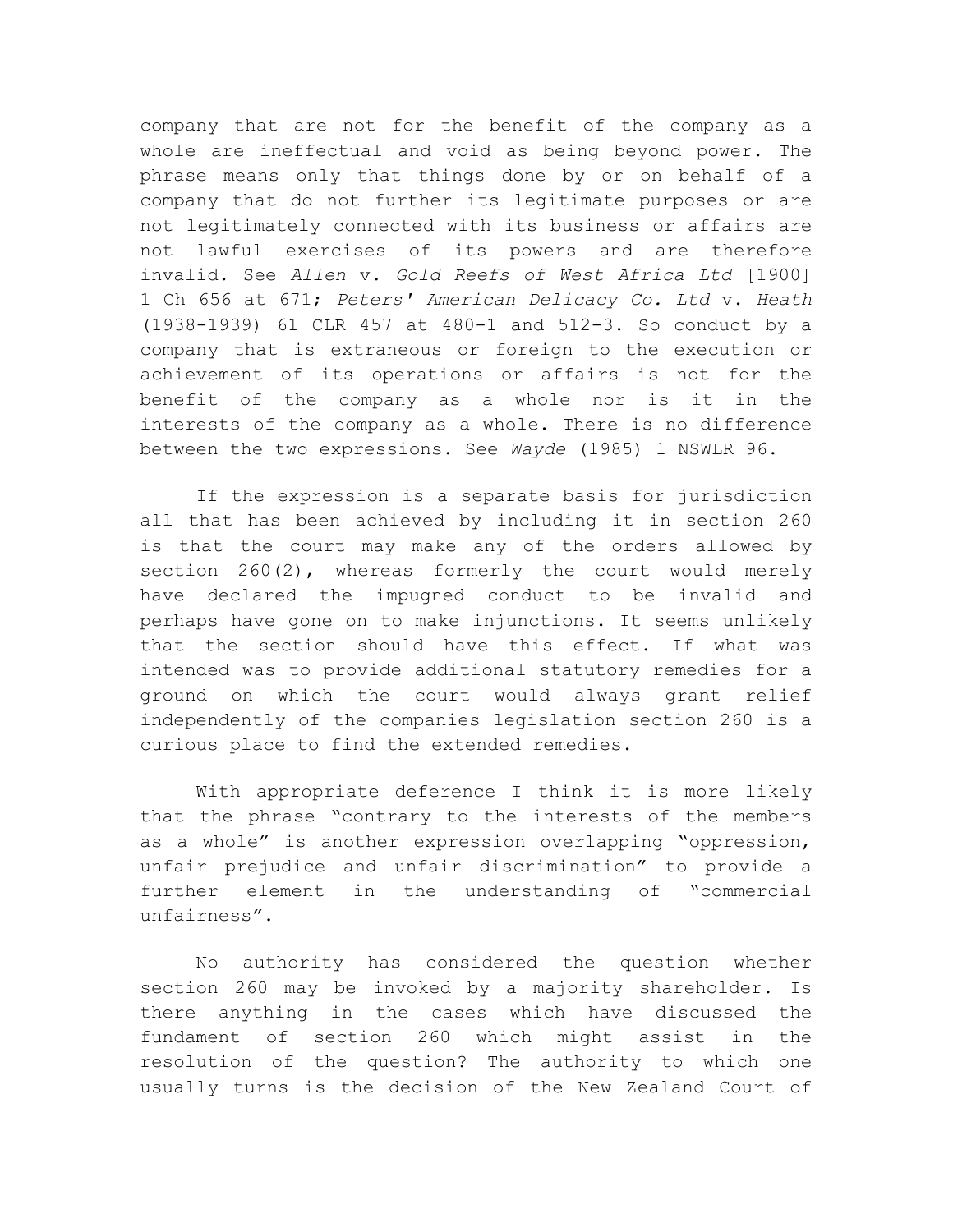company that are not for the benefit of the company as a whole are ineffectual and void as being beyond power. The phrase means only that things done by or on behalf of a company that do not further its legitimate purposes or are not legitimately connected with its business or affairs are not lawful exercises of its powers and are therefore invalid. See *Allen* v. *Gold Reefs of West Africa Ltd* [1900] 1 Ch 656 at 671; *Peters' American Delicacy Co. Ltd* v. *Heath* (1938-1939) 61 CLR 457 at 480-1 and 512-3. So conduct by a company that is extraneous or foreign to the execution or achievement of its operations or affairs is not for the benefit of the company as a whole nor is it in the interests of the company as a whole. There is no difference between the two expressions. See *Wayde* (1985) 1 NSWLR 96.

If the expression is a separate basis for jurisdiction all that has been achieved by including it in section 260 is that the court may make any of the orders allowed by section 260(2), whereas formerly the court would merely have declared the impugned conduct to be invalid and perhaps have gone on to make injunctions. It seems unlikely that the section should have this effect. If what was intended was to provide additional statutory remedies for a ground on which the court would always grant relief independently of the companies legislation section 260 is a curious place to find the extended remedies.

With appropriate deference I think it is more likely that the phrase "contrary to the interests of the members as a whole" is another expression overlapping "oppression, unfair prejudice and unfair discrimination" to provide a further element in the understanding of "commercial unfairness".

No authority has considered the question whether section 260 may be invoked by a majority shareholder. Is there anything in the cases which have discussed the fundament of section 260 which might assist in the resolution of the question? The authority to which one usually turns is the decision of the New Zealand Court of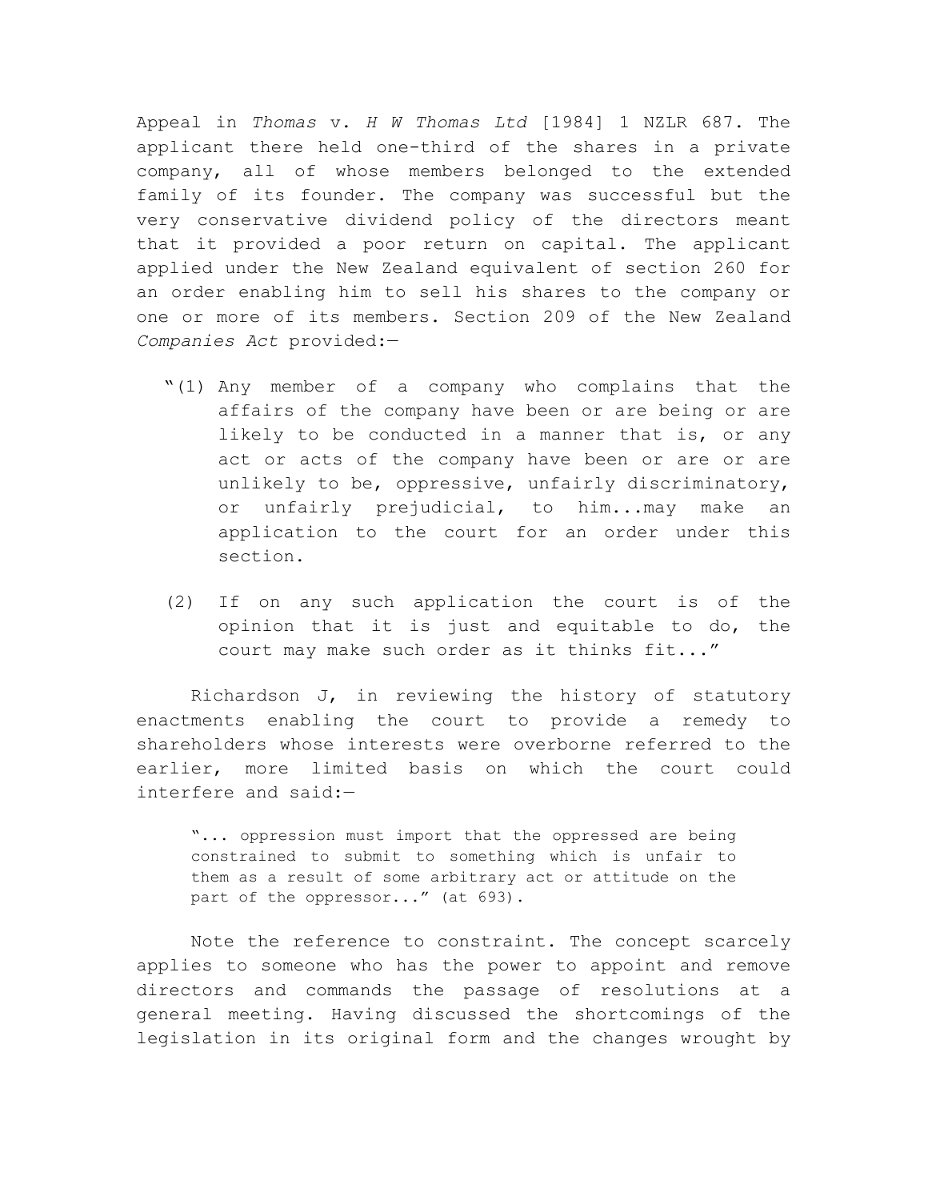Appeal in *Thomas* v. *H W Thomas Ltd* [1984] 1 NZLR 687. The applicant there held one-third of the shares in a private company, all of whose members belonged to the extended family of its founder. The company was successful but the very conservative dividend policy of the directors meant that it provided a poor return on capital. The applicant applied under the New Zealand equivalent of section 260 for an order enabling him to sell his shares to the company or one or more of its members. Section 209 of the New Zealand *Companies Act* provided:—

> "(1) Any member of a company who complains that the affairs of the company have been or are being or are likely to be conducted in a manner that is, or any act or acts of the company have been or are or are unlikely to be, oppressive, unfairly discriminatory, or unfairly prejudicial, to him...may make an application to the court for an order under this section.
>
> (2) If on any such application the court is of the opinion that it is just and equitable to do, the court may make such order as it thinks fit..."

Richardson J, in reviewing the history of statutory enactments enabling the court to provide a remedy to shareholders whose interests were overborne referred to the earlier, more limited basis on which the court could interfere and said:—

> "... oppression must import that the oppressed are being constrained to submit to something which is unfair to them as a result of some arbitrary act or attitude on the part of the oppressor..." (at 693).

Note the reference to constraint. The concept scarcely applies to someone who has the power to appoint and remove directors and commands the passage of resolutions at a general meeting. Having discussed the shortcomings of the legislation in its original form and the changes wrought by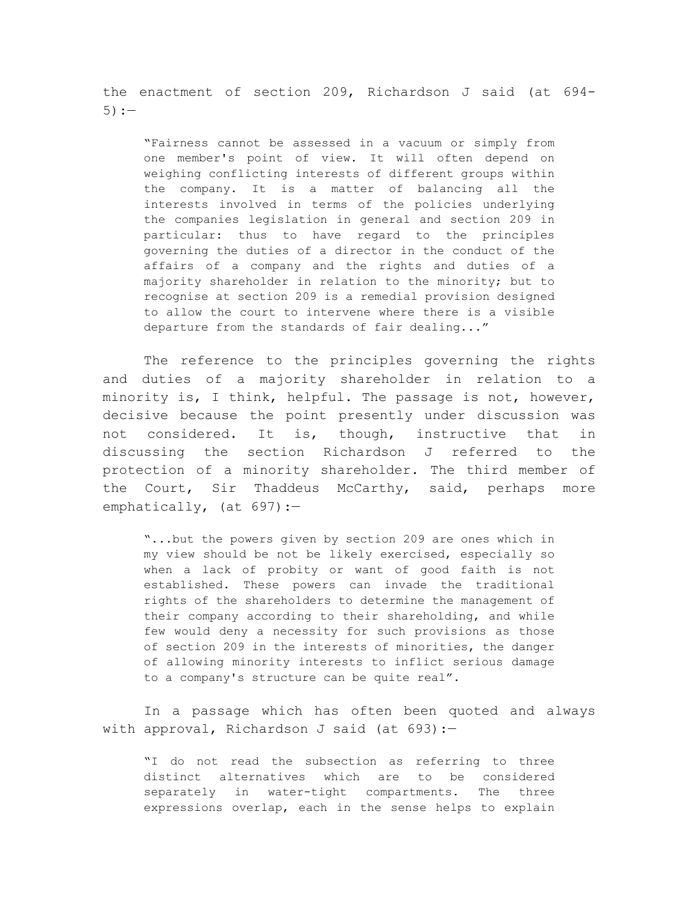the enactment of section 209, Richardson J said (at 694-5):—

> "Fairness cannot be assessed in a vacuum or simply from one member's point of view. It will often depend on weighing conflicting interests of different groups within the company. It is a matter of balancing all the interests involved in terms of the policies underlying the companies legislation in general and section 209 in particular: thus to have regard to the principles governing the duties of a director in the conduct of the affairs of a company and the rights and duties of a majority shareholder in relation to the minority; but to recognise at section 209 is a remedial provision designed to allow the court to intervene where there is a visible departure from the standards of fair dealing..."

The reference to the principles governing the rights and duties of a majority shareholder in relation to a minority is, I think, helpful. The passage is not, however, decisive because the point presently under discussion was not considered. It is, though, instructive that in discussing the section Richardson J referred to the protection of a minority shareholder. The third member of the Court, Sir Thaddeus McCarthy, said, perhaps more emphatically, (at 697):—

> "...but the powers given by section 209 are ones which in my view should be not be likely exercised, especially so when a lack of probity or want of good faith is not established. These powers can invade the traditional rights of the shareholders to determine the management of their company according to their shareholding, and while few would deny a necessity for such provisions as those of section 209 in the interests of minorities, the danger of allowing minority interests to inflict serious damage to a company's structure can be quite real".

In a passage which has often been quoted and always with approval, Richardson J said (at 693):—

> "I do not read the subsection as referring to three distinct alternatives which are to be considered separately in water-tight compartments. The three expressions overlap, each in the sense helps to explain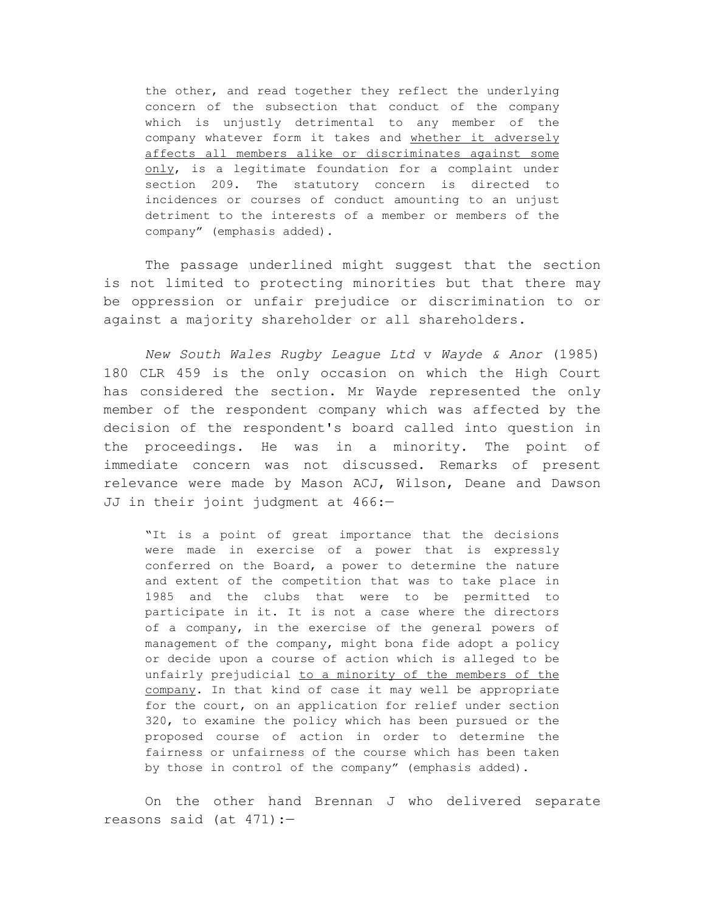> the other, and read together they reflect the underlying concern of the subsection that conduct of the company which is unjustly detrimental to any member of the company whatever form it takes and <u>whether it adversely affects all members alike or discriminates against some only</u>, is a legitimate foundation for a complaint under section 209. The statutory concern is directed to incidences or courses of conduct amounting to an unjust detriment to the interests of a member or members of the company" (emphasis added).

The passage underlined might suggest that the section is not limited to protecting minorities but that there may be oppression or unfair prejudice or discrimination to or against a majority shareholder or all shareholders.

*New South Wales Rugby League Ltd* v *Wayde & Anor* (1985) 180 CLR 459 is the only occasion on which the High Court has considered the section. Mr Wayde represented the only member of the respondent company which was affected by the decision of the respondent's board called into question in the proceedings. He was in a minority. The point of immediate concern was not discussed. Remarks of present relevance were made by Mason ACJ, Wilson, Deane and Dawson JJ in their joint judgment at 466:—

> "It is a point of great importance that the decisions were made in exercise of a power that is expressly conferred on the Board, a power to determine the nature and extent of the competition that was to take place in 1985 and the clubs that were to be permitted to participate in it. It is not a case where the directors of a company, in the exercise of the general powers of management of the company, might bona fide adopt a policy or decide upon a course of action which is alleged to be unfairly prejudicial <u>to a minority of the members of the company</u>. In that kind of case it may well be appropriate for the court, on an application for relief under section 320, to examine the policy which has been pursued or the proposed course of action in order to determine the fairness or unfairness of the course which has been taken by those in control of the company" (emphasis added).

On the other hand Brennan J who delivered separate reasons said (at 471):—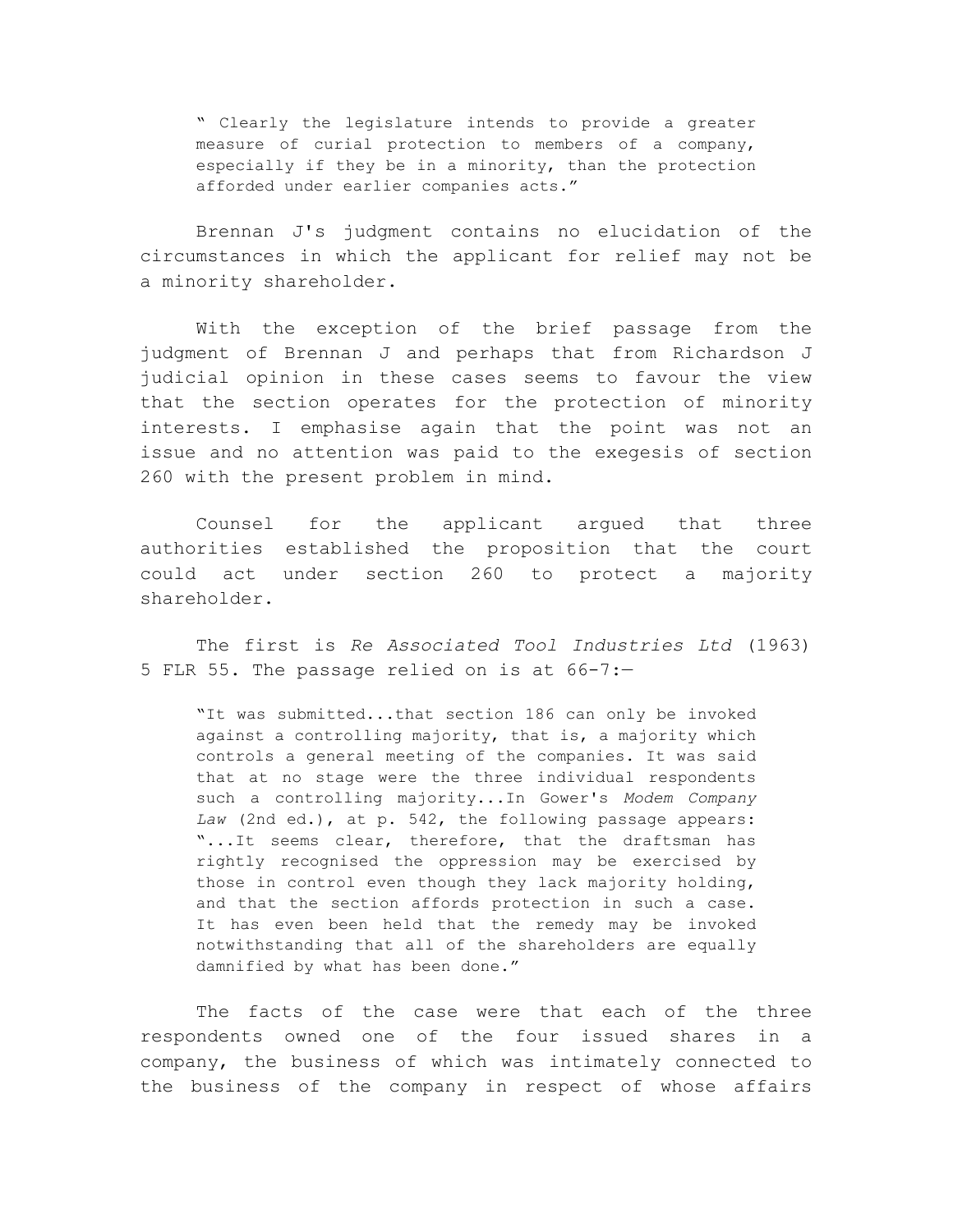> " Clearly the legislature intends to provide a greater measure of curial protection to members of a company, especially if they be in a minority, than the protection afforded under earlier companies acts."

Brennan J's judgment contains no elucidation of the circumstances in which the applicant for relief may not be a minority shareholder.

With the exception of the brief passage from the judgment of Brennan J and perhaps that from Richardson J judicial opinion in these cases seems to favour the view that the section operates for the protection of minority interests. I emphasise again that the point was not an issue and no attention was paid to the exegesis of section 260 with the present problem in mind.

Counsel for the applicant argued that three authorities established the proposition that the court could act under section 260 to protect a majority shareholder.

The first is *Re Associated Tool Industries Ltd* (1963) 5 FLR 55. The passage relied on is at 66-7:—

> "It was submitted...that section 186 can only be invoked against a controlling majority, that is, a majority which controls a general meeting of the companies. It was said that at no stage were the three individual respondents such a controlling majority...In Gower's *Modem Company Law* (2nd ed.), at p. 542, the following passage appears: "...It seems clear, therefore, that the draftsman has rightly recognised the oppression may be exercised by those in control even though they lack majority holding, and that the section affords protection in such a case. It has even been held that the remedy may be invoked notwithstanding that all of the shareholders are equally damnified by what has been done."

The facts of the case were that each of the three respondents owned one of the four issued shares in a company, the business of which was intimately connected to the business of the company in respect of whose affairs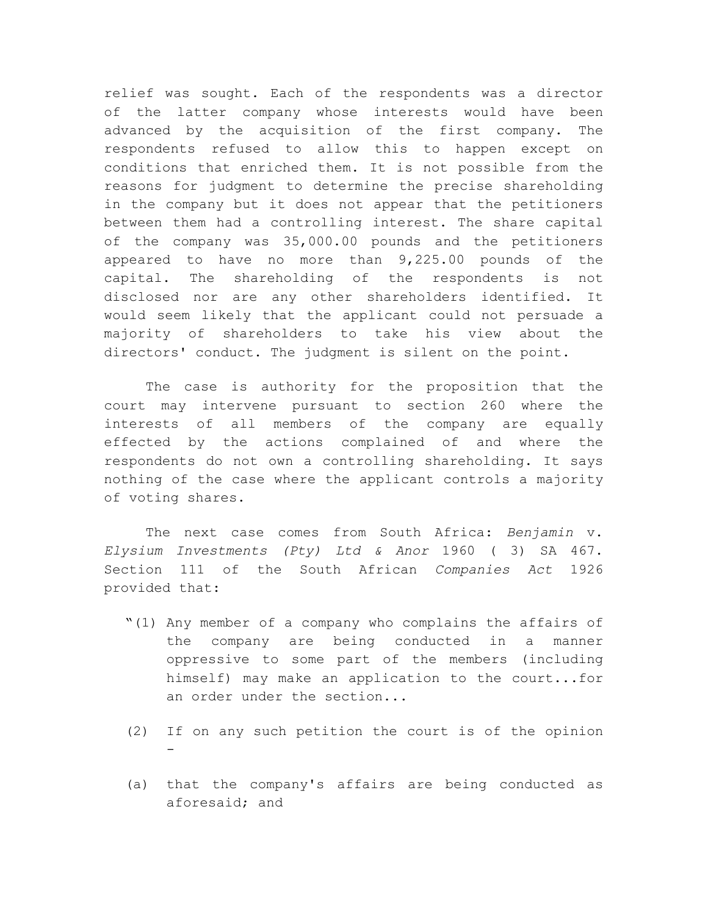relief was sought. Each of the respondents was a director of the latter company whose interests would have been advanced by the acquisition of the first company. The respondents refused to allow this to happen except on conditions that enriched them. It is not possible from the reasons for judgment to determine the precise shareholding in the company but it does not appear that the petitioners between them had a controlling interest. The share capital of the company was 35,000.00 pounds and the petitioners appeared to have no more than 9,225.00 pounds of the capital. The shareholding of the respondents is not disclosed nor are any other shareholders identified. It would seem likely that the applicant could not persuade a majority of shareholders to take his view about the directors' conduct. The judgment is silent on the point.

The case is authority for the proposition that the court may intervene pursuant to section 260 where the interests of all members of the company are equally effected by the actions complained of and where the respondents do not own a controlling shareholding. It says nothing of the case where the applicant controls a majority of voting shares.

The next case comes from South Africa: *Benjamin* v. *Elysium Investments (Pty) Ltd & Anor* 1960 ( 3) SA 467. Section 111 of the South African *Companies Act* 1926 provided that:

> "(1) Any member of a company who complains the affairs of the company are being conducted in a manner oppressive to some part of the members (including himself) may make an application to the court...for an order under the section...
>
> (2) If on any such petition the court is of the opinion -
>
> (a) that the company's affairs are being conducted as aforesaid; and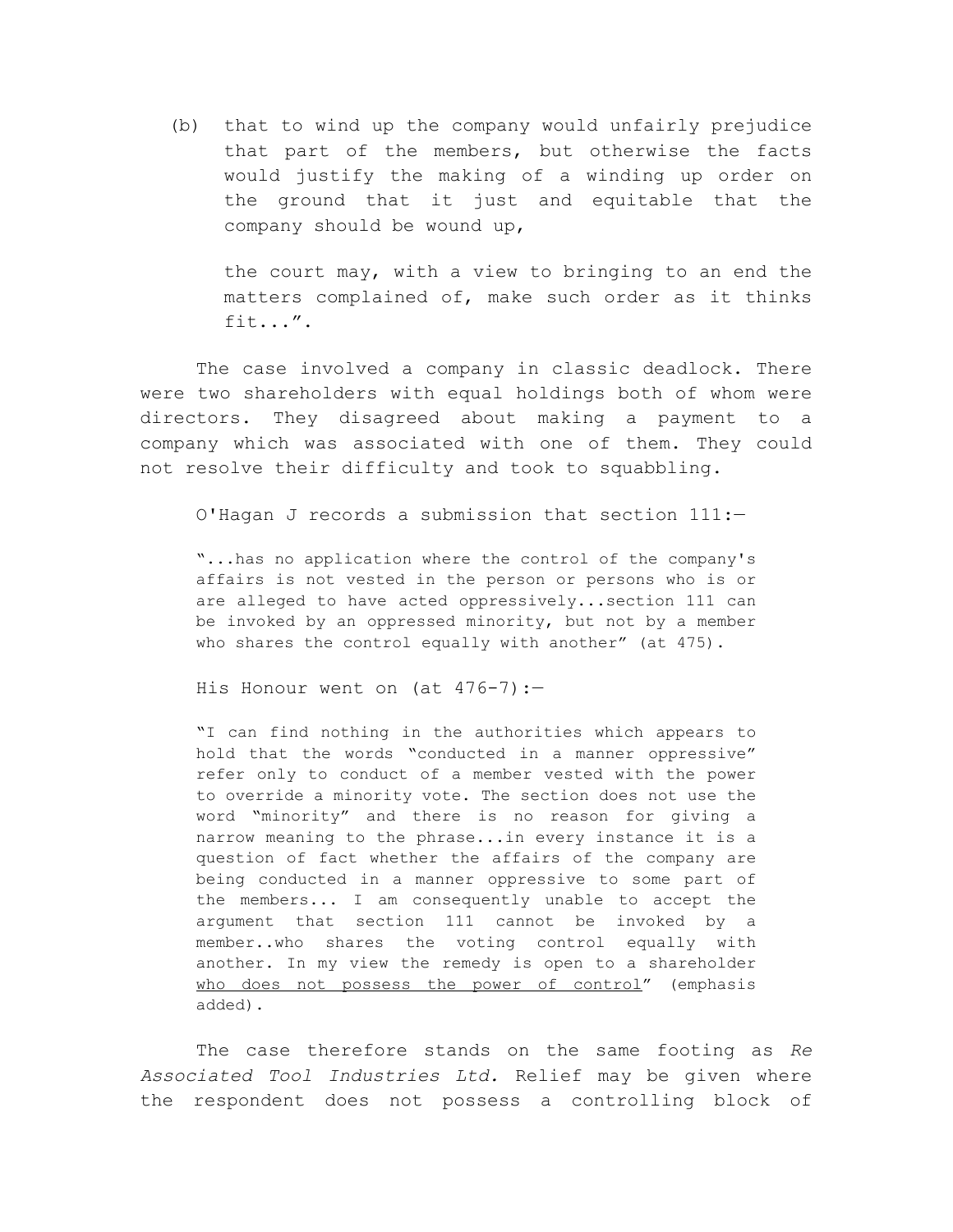(b) that to wind up the company would unfairly prejudice that part of the members, but otherwise the facts would justify the making of a winding up order on the ground that it just and equitable that the company should be wound up,

the court may, with a view to bringing to an end the matters complained of, make such order as it thinks fit...".

The case involved a company in classic deadlock. There were two shareholders with equal holdings both of whom were directors. They disagreed about making a payment to a company which was associated with one of them. They could not resolve their difficulty and took to squabbling.

O'Hagan J records a submission that section 111:—

> "...has no application where the control of the company's affairs is not vested in the person or persons who is or are alleged to have acted oppressively...section 111 can be invoked by an oppressed minority, but not by a member who shares the control equally with another" (at 475).

His Honour went on (at 476-7):—

> "I can find nothing in the authorities which appears to hold that the words "conducted in a manner oppressive" refer only to conduct of a member vested with the power to override a minority vote. The section does not use the word "minority" and there is no reason for giving a narrow meaning to the phrase...in every instance it is a question of fact whether the affairs of the company are being conducted in a manner oppressive to some part of the members... I am consequently unable to accept the argument that section 111 cannot be invoked by a member..who shares the voting control equally with another. In my view the remedy is open to a shareholder <u>who does not possess the power of control</u>" (emphasis added).

The case therefore stands on the same footing as *Re Associated Tool Industries Ltd.* Relief may be given where the respondent does not possess a controlling block of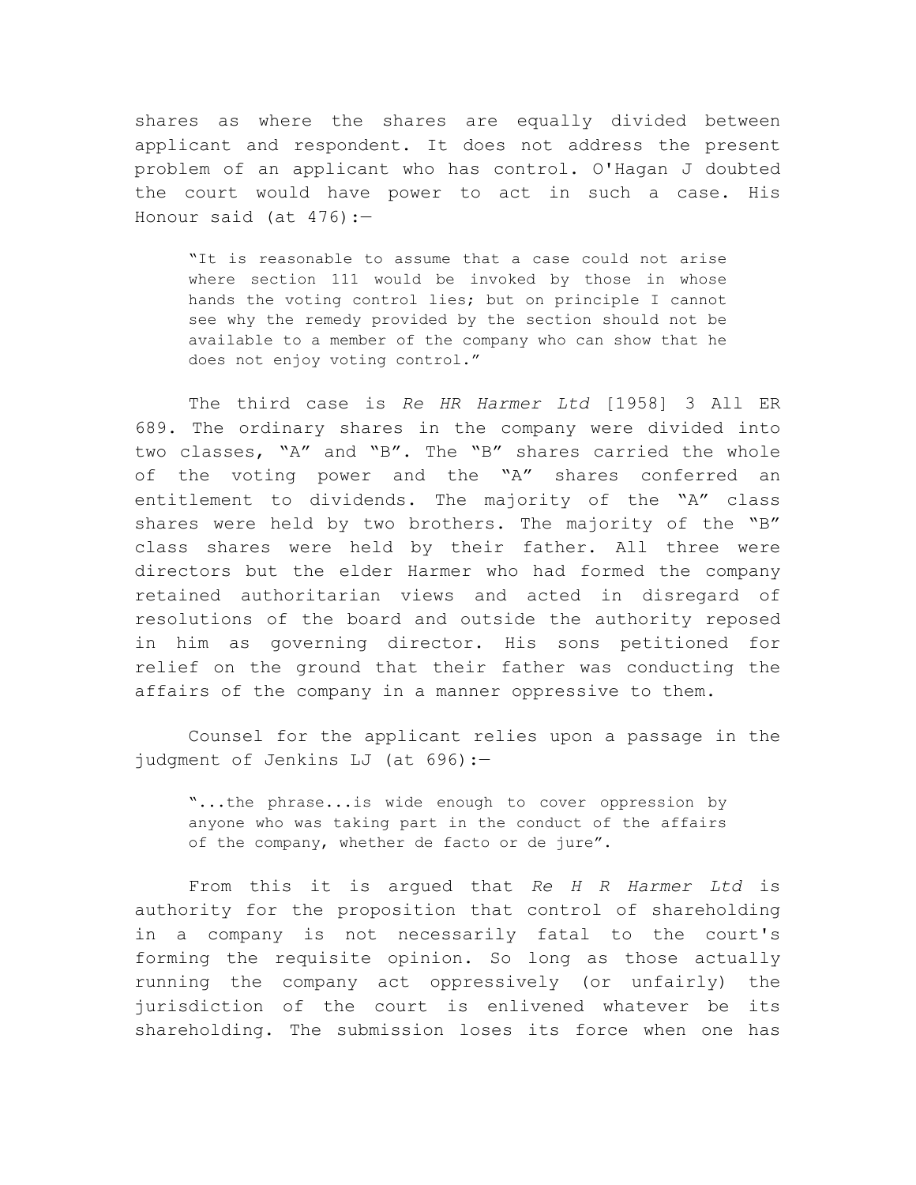shares as where the shares are equally divided between applicant and respondent. It does not address the present problem of an applicant who has control. O'Hagan J doubted the court would have power to act in such a case. His Honour said (at 476):—

> "It is reasonable to assume that a case could not arise where section 111 would be invoked by those in whose hands the voting control lies; but on principle I cannot see why the remedy provided by the section should not be available to a member of the company who can show that he does not enjoy voting control."

The third case is *Re HR Harmer Ltd* [1958] 3 All ER 689. The ordinary shares in the company were divided into two classes, "A" and "B". The "B" shares carried the whole of the voting power and the "A" shares conferred an entitlement to dividends. The majority of the "A" class shares were held by two brothers. The majority of the "B" class shares were held by their father. All three were directors but the elder Harmer who had formed the company retained authoritarian views and acted in disregard of resolutions of the board and outside the authority reposed in him as governing director. His sons petitioned for relief on the ground that their father was conducting the affairs of the company in a manner oppressive to them.

Counsel for the applicant relies upon a passage in the judgment of Jenkins LJ (at 696):—

> "...the phrase...is wide enough to cover oppression by anyone who was taking part in the conduct of the affairs of the company, whether de facto or de jure".

From this it is argued that *Re H R Harmer Ltd* is authority for the proposition that control of shareholding in a company is not necessarily fatal to the court's forming the requisite opinion. So long as those actually running the company act oppressively (or unfairly) the jurisdiction of the court is enlivened whatever be its shareholding. The submission loses its force when one has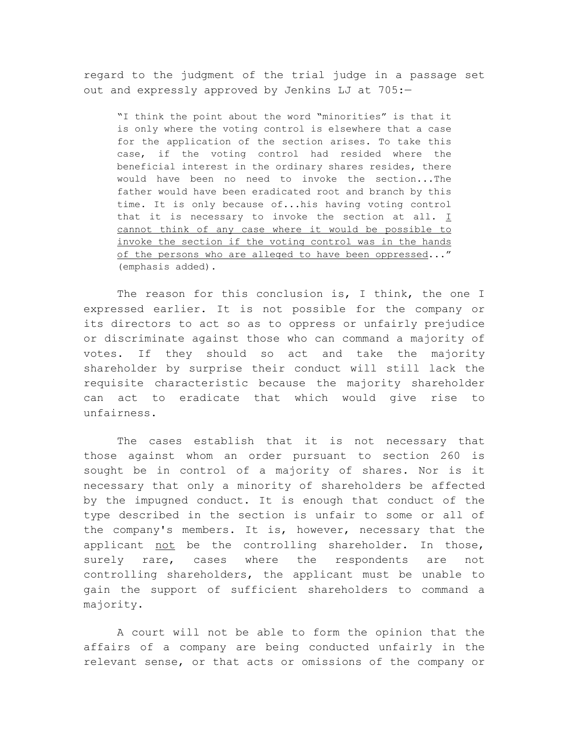regard to the judgment of the trial judge in a passage set out and expressly approved by Jenkins LJ at 705:—

> "I think the point about the word "minorities" is that it is only where the voting control is elsewhere that a case for the application of the section arises. To take this case, if the voting control had resided where the beneficial interest in the ordinary shares resides, there would have been no need to invoke the section...The father would have been eradicated root and branch by this time. It is only because of...his having voting control that it is necessary to invoke the section at all. <u>I cannot think of any case where it would be possible to invoke the section if the voting control was in the hands of the persons who are alleged to have been oppressed</u>..." (emphasis added).

The reason for this conclusion is, I think, the one I expressed earlier. It is not possible for the company or its directors to act so as to oppress or unfairly prejudice or discriminate against those who can command a majority of votes. If they should so act and take the majority shareholder by surprise their conduct will still lack the requisite characteristic because the majority shareholder can act to eradicate that which would give rise to unfairness.

The cases establish that it is not necessary that those against whom an order pursuant to section 260 is sought be in control of a majority of shares. Nor is it necessary that only a minority of shareholders be affected by the impugned conduct. It is enough that conduct of the type described in the section is unfair to some or all of the company's members. It is, however, necessary that the applicant <u>not</u> be the controlling shareholder. In those, surely rare, cases where the respondents are not controlling shareholders, the applicant must be unable to gain the support of sufficient shareholders to command a majority.

A court will not be able to form the opinion that the affairs of a company are being conducted unfairly in the relevant sense, or that acts or omissions of the company or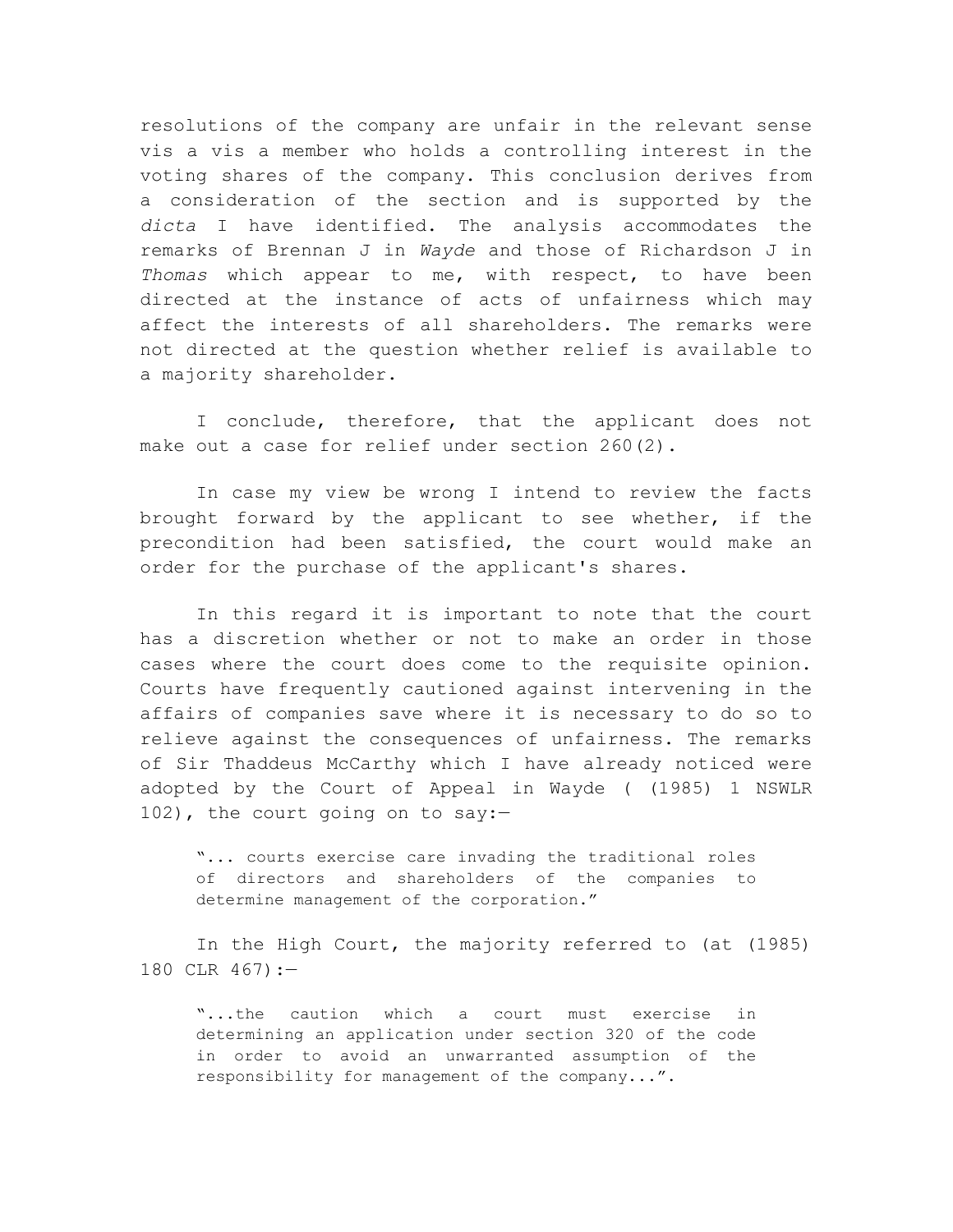resolutions of the company are unfair in the relevant sense vis a vis a member who holds a controlling interest in the voting shares of the company. This conclusion derives from a consideration of the section and is supported by the *dicta* I have identified. The analysis accommodates the remarks of Brennan J in *Wayde* and those of Richardson J in *Thomas* which appear to me, with respect, to have been directed at the instance of acts of unfairness which may affect the interests of all shareholders. The remarks were not directed at the question whether relief is available to a majority shareholder.

I conclude, therefore, that the applicant does not make out a case for relief under section 260(2).

In case my view be wrong I intend to review the facts brought forward by the applicant to see whether, if the precondition had been satisfied, the court would make an order for the purchase of the applicant's shares.

In this regard it is important to note that the court has a discretion whether or not to make an order in those cases where the court does come to the requisite opinion. Courts have frequently cautioned against intervening in the affairs of companies save where it is necessary to do so to relieve against the consequences of unfairness. The remarks of Sir Thaddeus McCarthy which I have already noticed were adopted by the Court of Appeal in Wayde ( (1985) 1 NSWLR 102), the court going on to say:—

> "... courts exercise care invading the traditional roles of directors and shareholders of the companies to determine management of the corporation."

In the High Court, the majority referred to (at (1985) 180 CLR 467):—

> "...the caution which a court must exercise in determining an application under section 320 of the code in order to avoid an unwarranted assumption of the responsibility for management of the company...".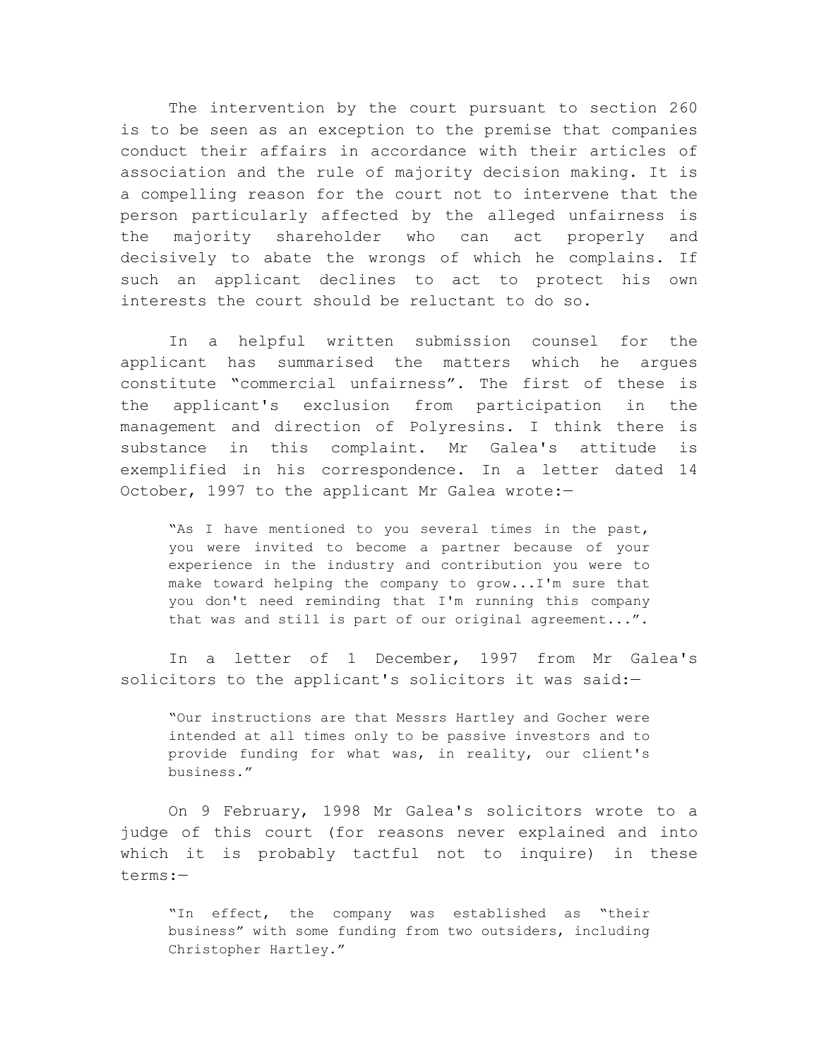The intervention by the court pursuant to section 260 is to be seen as an exception to the premise that companies conduct their affairs in accordance with their articles of association and the rule of majority decision making. It is a compelling reason for the court not to intervene that the person particularly affected by the alleged unfairness is the majority shareholder who can act properly and decisively to abate the wrongs of which he complains. If such an applicant declines to act to protect his own interests the court should be reluctant to do so.

In a helpful written submission counsel for the applicant has summarised the matters which he argues constitute "commercial unfairness". The first of these is the applicant's exclusion from participation in the management and direction of Polyresins. I think there is substance in this complaint. Mr Galea's attitude is exemplified in his correspondence. In a letter dated 14 October, 1997 to the applicant Mr Galea wrote:—

> "As I have mentioned to you several times in the past, you were invited to become a partner because of your experience in the industry and contribution you were to make toward helping the company to grow...I'm sure that you don't need reminding that I'm running this company that was and still is part of our original agreement...".

In a letter of 1 December, 1997 from Mr Galea's solicitors to the applicant's solicitors it was said:—

> "Our instructions are that Messrs Hartley and Gocher were intended at all times only to be passive investors and to provide funding for what was, in reality, our client's business."

On 9 February, 1998 Mr Galea's solicitors wrote to a judge of this court (for reasons never explained and into which it is probably tactful not to inquire) in these terms:—

> "In effect, the company was established as "their business" with some funding from two outsiders, including Christopher Hartley."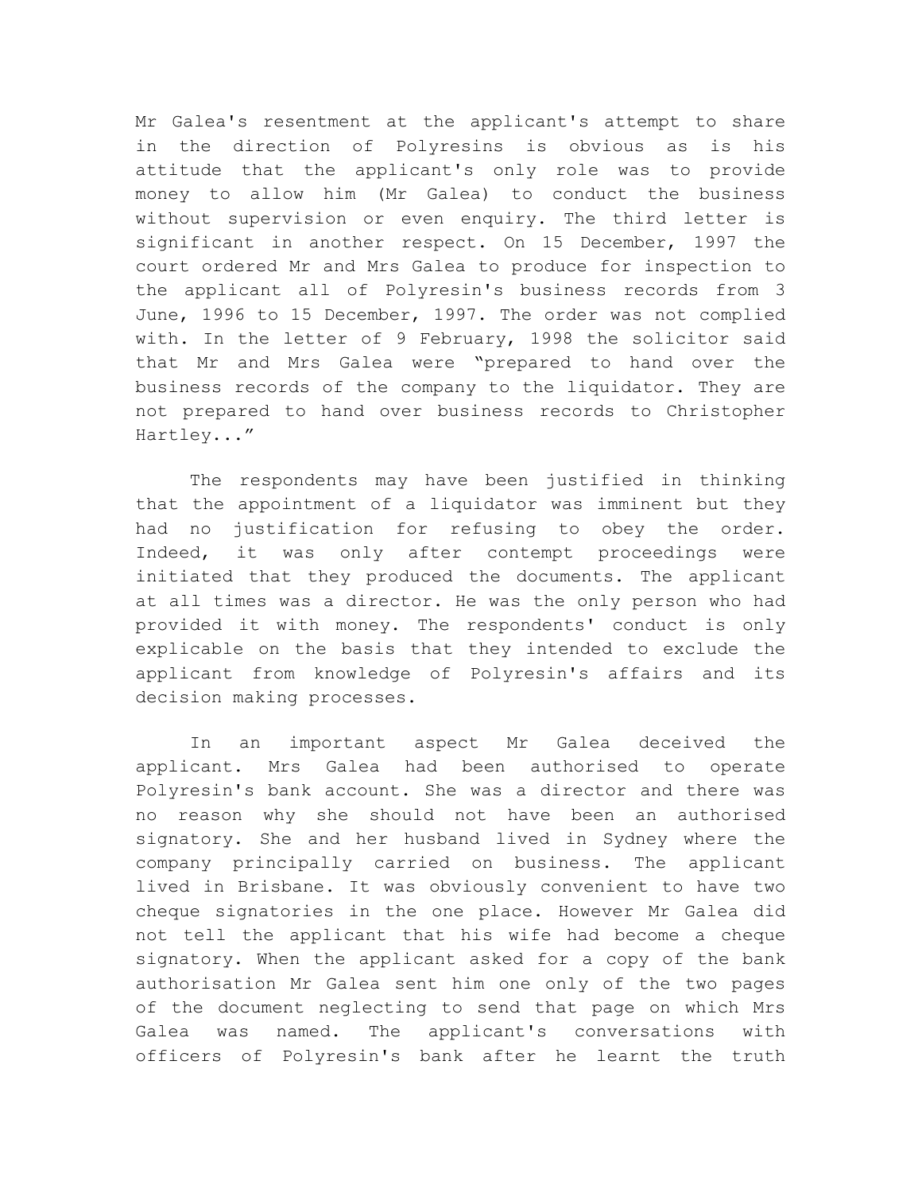Mr Galea's resentment at the applicant's attempt to share in the direction of Polyresins is obvious as is his attitude that the applicant's only role was to provide money to allow him (Mr Galea) to conduct the business without supervision or even enquiry. The third letter is significant in another respect. On 15 December, 1997 the court ordered Mr and Mrs Galea to produce for inspection to the applicant all of Polyresin's business records from 3 June, 1996 to 15 December, 1997. The order was not complied with. In the letter of 9 February, 1998 the solicitor said that Mr and Mrs Galea were "prepared to hand over the business records of the company to the liquidator. They are not prepared to hand over business records to Christopher Hartley..."

The respondents may have been justified in thinking that the appointment of a liquidator was imminent but they had no justification for refusing to obey the order. Indeed, it was only after contempt proceedings were initiated that they produced the documents. The applicant at all times was a director. He was the only person who had provided it with money. The respondents' conduct is only explicable on the basis that they intended to exclude the applicant from knowledge of Polyresin's affairs and its decision making processes.

In an important aspect Mr Galea deceived the applicant. Mrs Galea had been authorised to operate Polyresin's bank account. She was a director and there was no reason why she should not have been an authorised signatory. She and her husband lived in Sydney where the company principally carried on business. The applicant lived in Brisbane. It was obviously convenient to have two cheque signatories in the one place. However Mr Galea did not tell the applicant that his wife had become a cheque signatory. When the applicant asked for a copy of the bank authorisation Mr Galea sent him one only of the two pages of the document neglecting to send that page on which Mrs Galea was named. The applicant's conversations with officers of Polyresin's bank after he learnt the truth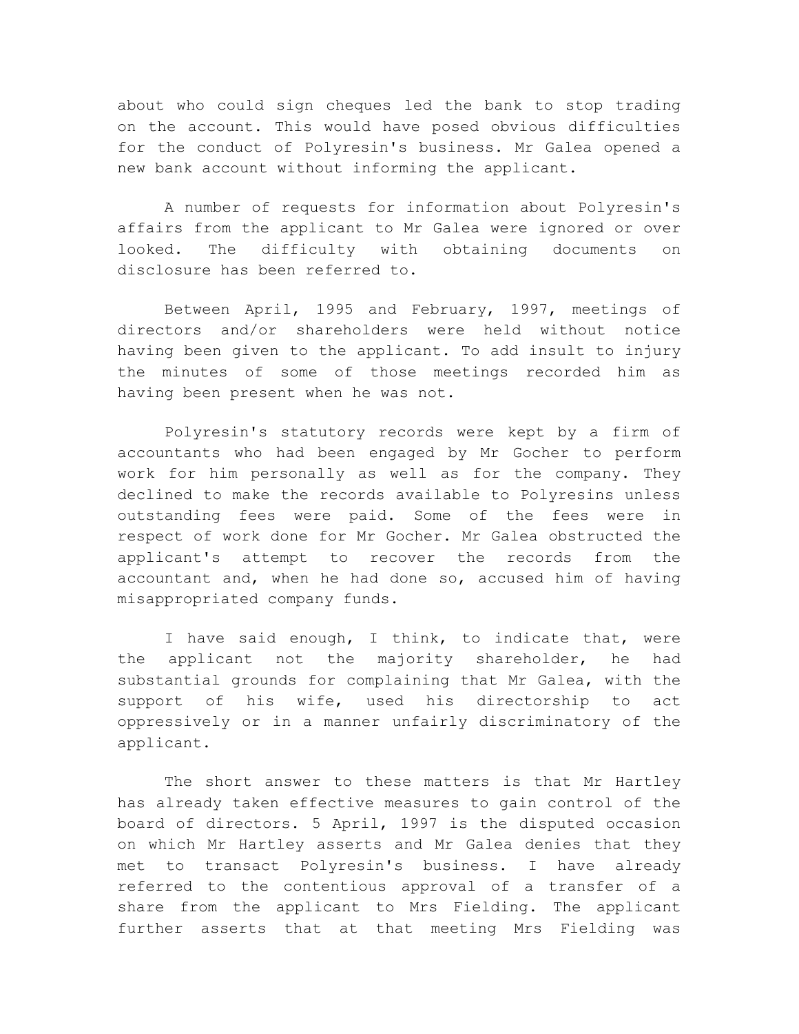about who could sign cheques led the bank to stop trading on the account. This would have posed obvious difficulties for the conduct of Polyresin's business. Mr Galea opened a new bank account without informing the applicant.

A number of requests for information about Polyresin's affairs from the applicant to Mr Galea were ignored or over looked. The difficulty with obtaining documents on disclosure has been referred to.

Between April, 1995 and February, 1997, meetings of directors and/or shareholders were held without notice having been given to the applicant. To add insult to injury the minutes of some of those meetings recorded him as having been present when he was not.

Polyresin's statutory records were kept by a firm of accountants who had been engaged by Mr Gocher to perform work for him personally as well as for the company. They declined to make the records available to Polyresins unless outstanding fees were paid. Some of the fees were in respect of work done for Mr Gocher. Mr Galea obstructed the applicant's attempt to recover the records from the accountant and, when he had done so, accused him of having misappropriated company funds.

I have said enough, I think, to indicate that, were the applicant not the majority shareholder, he had substantial grounds for complaining that Mr Galea, with the support of his wife, used his directorship to act oppressively or in a manner unfairly discriminatory of the applicant.

The short answer to these matters is that Mr Hartley has already taken effective measures to gain control of the board of directors. 5 April, 1997 is the disputed occasion on which Mr Hartley asserts and Mr Galea denies that they met to transact Polyresin's business. I have already referred to the contentious approval of a transfer of a share from the applicant to Mrs Fielding. The applicant further asserts that at that meeting Mrs Fielding was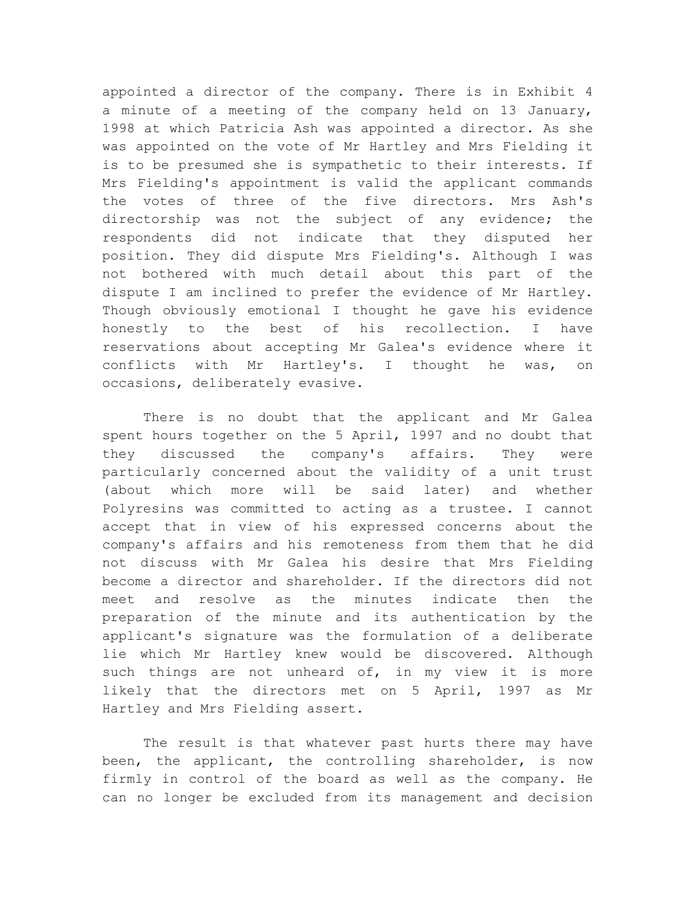appointed a director of the company. There is in Exhibit 4 a minute of a meeting of the company held on 13 January, 1998 at which Patricia Ash was appointed a director. As she was appointed on the vote of Mr Hartley and Mrs Fielding it is to be presumed she is sympathetic to their interests. If Mrs Fielding's appointment is valid the applicant commands the votes of three of the five directors. Mrs Ash's directorship was not the subject of any evidence; the respondents did not indicate that they disputed her position. They did dispute Mrs Fielding's. Although I was not bothered with much detail about this part of the dispute I am inclined to prefer the evidence of Mr Hartley. Though obviously emotional I thought he gave his evidence honestly to the best of his recollection. I have reservations about accepting Mr Galea's evidence where it conflicts with Mr Hartley's. I thought he was, on occasions, deliberately evasive.

There is no doubt that the applicant and Mr Galea spent hours together on the 5 April, 1997 and no doubt that they discussed the company's affairs. They were particularly concerned about the validity of a unit trust (about which more will be said later) and whether Polyresins was committed to acting as a trustee. I cannot accept that in view of his expressed concerns about the company's affairs and his remoteness from them that he did not discuss with Mr Galea his desire that Mrs Fielding become a director and shareholder. If the directors did not meet and resolve as the minutes indicate then the preparation of the minute and its authentication by the applicant's signature was the formulation of a deliberate lie which Mr Hartley knew would be discovered. Although such things are not unheard of, in my view it is more likely that the directors met on 5 April, 1997 as Mr Hartley and Mrs Fielding assert.

The result is that whatever past hurts there may have been, the applicant, the controlling shareholder, is now firmly in control of the board as well as the company. He can no longer be excluded from its management and decision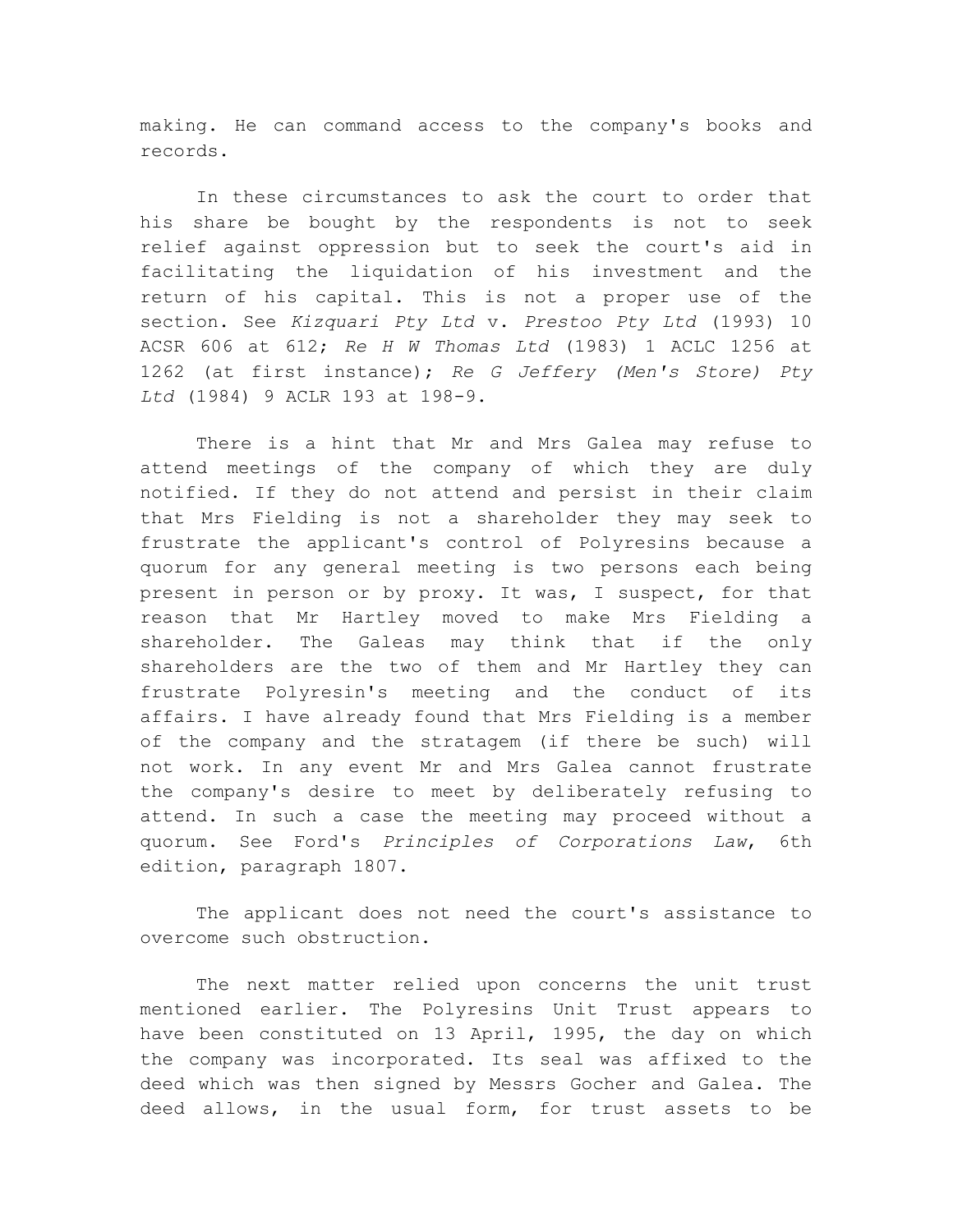making. He can command access to the company's books and records.

In these circumstances to ask the court to order that his share be bought by the respondents is not to seek relief against oppression but to seek the court's aid in facilitating the liquidation of his investment and the return of his capital. This is not a proper use of the section. See *Kizquari Pty Ltd* v. *Prestoo Pty Ltd* (1993) 10 ACSR 606 at 612; *Re H W Thomas Ltd* (1983) 1 ACLC 1256 at 1262 (at first instance); *Re G Jeffery (Men's Store) Pty Ltd* (1984) 9 ACLR 193 at 198-9.

There is a hint that Mr and Mrs Galea may refuse to attend meetings of the company of which they are duly notified. If they do not attend and persist in their claim that Mrs Fielding is not a shareholder they may seek to frustrate the applicant's control of Polyresins because a quorum for any general meeting is two persons each being present in person or by proxy. It was, I suspect, for that reason that Mr Hartley moved to make Mrs Fielding a shareholder. The Galeas may think that if the only shareholders are the two of them and Mr Hartley they can frustrate Polyresin's meeting and the conduct of its affairs. I have already found that Mrs Fielding is a member of the company and the stratagem (if there be such) will not work. In any event Mr and Mrs Galea cannot frustrate the company's desire to meet by deliberately refusing to attend. In such a case the meeting may proceed without a quorum. See Ford's *Principles of Corporations Law*, 6th edition, paragraph 1807.

The applicant does not need the court's assistance to overcome such obstruction.

The next matter relied upon concerns the unit trust mentioned earlier. The Polyresins Unit Trust appears to have been constituted on 13 April, 1995, the day on which the company was incorporated. Its seal was affixed to the deed which was then signed by Messrs Gocher and Galea. The deed allows, in the usual form, for trust assets to be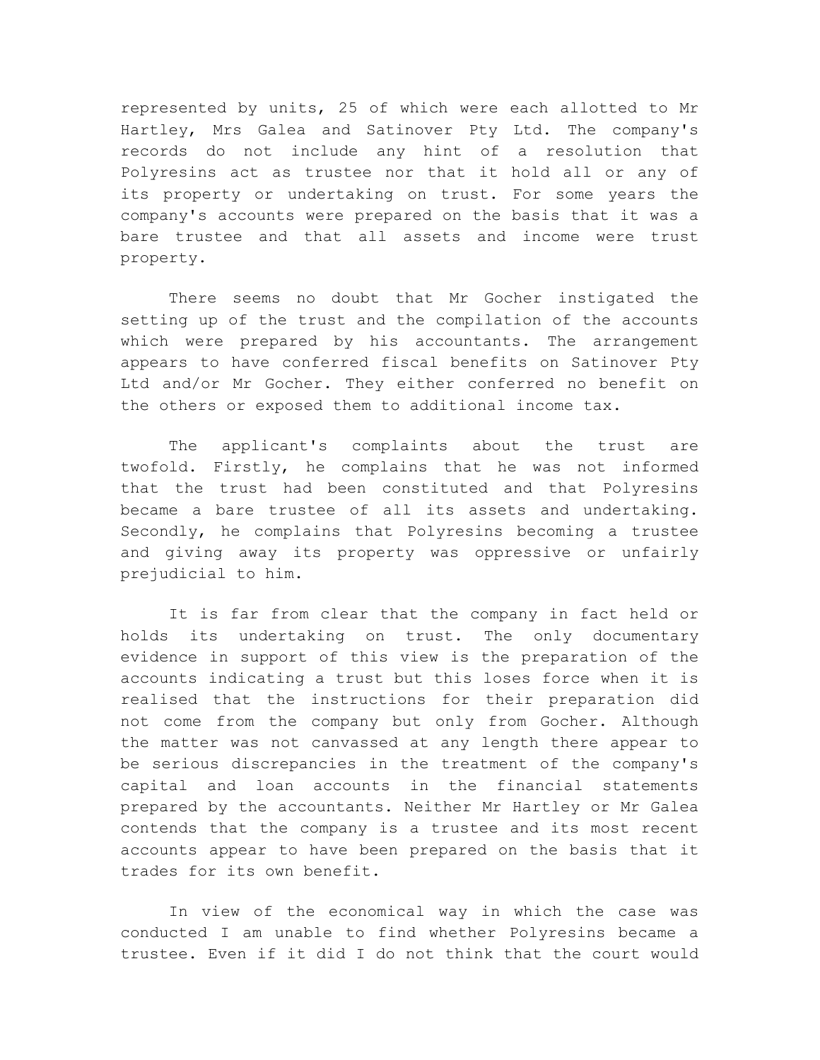represented by units, 25 of which were each allotted to Mr Hartley, Mrs Galea and Satinover Pty Ltd. The company's records do not include any hint of a resolution that Polyresins act as trustee nor that it hold all or any of its property or undertaking on trust. For some years the company's accounts were prepared on the basis that it was a bare trustee and that all assets and income were trust property.

There seems no doubt that Mr Gocher instigated the setting up of the trust and the compilation of the accounts which were prepared by his accountants. The arrangement appears to have conferred fiscal benefits on Satinover Pty Ltd and/or Mr Gocher. They either conferred no benefit on the others or exposed them to additional income tax.

The applicant's complaints about the trust are twofold. Firstly, he complains that he was not informed that the trust had been constituted and that Polyresins became a bare trustee of all its assets and undertaking. Secondly, he complains that Polyresins becoming a trustee and giving away its property was oppressive or unfairly prejudicial to him.

It is far from clear that the company in fact held or holds its undertaking on trust. The only documentary evidence in support of this view is the preparation of the accounts indicating a trust but this loses force when it is realised that the instructions for their preparation did not come from the company but only from Gocher. Although the matter was not canvassed at any length there appear to be serious discrepancies in the treatment of the company's capital and loan accounts in the financial statements prepared by the accountants. Neither Mr Hartley or Mr Galea contends that the company is a trustee and its most recent accounts appear to have been prepared on the basis that it trades for its own benefit.

In view of the economical way in which the case was conducted I am unable to find whether Polyresins became a trustee. Even if it did I do not think that the court would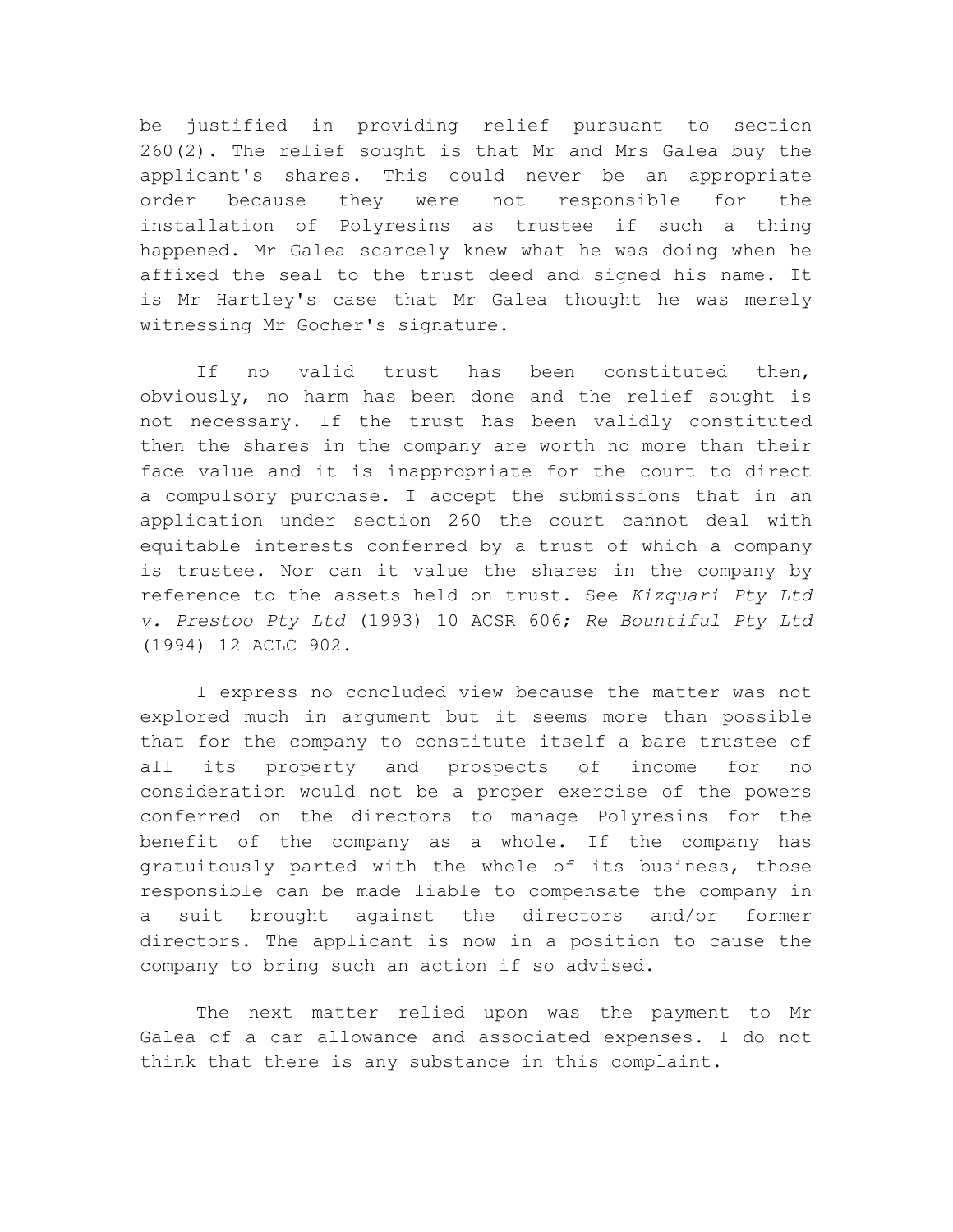be justified in providing relief pursuant to section 260(2). The relief sought is that Mr and Mrs Galea buy the applicant's shares. This could never be an appropriate order because they were not responsible for the installation of Polyresins as trustee if such a thing happened. Mr Galea scarcely knew what he was doing when he affixed the seal to the trust deed and signed his name. It is Mr Hartley's case that Mr Galea thought he was merely witnessing Mr Gocher's signature.

If no valid trust has been constituted then, obviously, no harm has been done and the relief sought is not necessary. If the trust has been validly constituted then the shares in the company are worth no more than their face value and it is inappropriate for the court to direct a compulsory purchase. I accept the submissions that in an application under section 260 the court cannot deal with equitable interests conferred by a trust of which a company is trustee. Nor can it value the shares in the company by reference to the assets held on trust. See *Kizquari Pty Ltd v. Prestoo Pty Ltd* (1993) 10 ACSR 606; *Re Bountiful Pty Ltd* (1994) 12 ACLC 902.

I express no concluded view because the matter was not explored much in argument but it seems more than possible that for the company to constitute itself a bare trustee of all its property and prospects of income for no consideration would not be a proper exercise of the powers conferred on the directors to manage Polyresins for the benefit of the company as a whole. If the company has gratuitously parted with the whole of its business, those responsible can be made liable to compensate the company in a suit brought against the directors and/or former directors. The applicant is now in a position to cause the company to bring such an action if so advised.

The next matter relied upon was the payment to Mr Galea of a car allowance and associated expenses. I do not think that there is any substance in this complaint.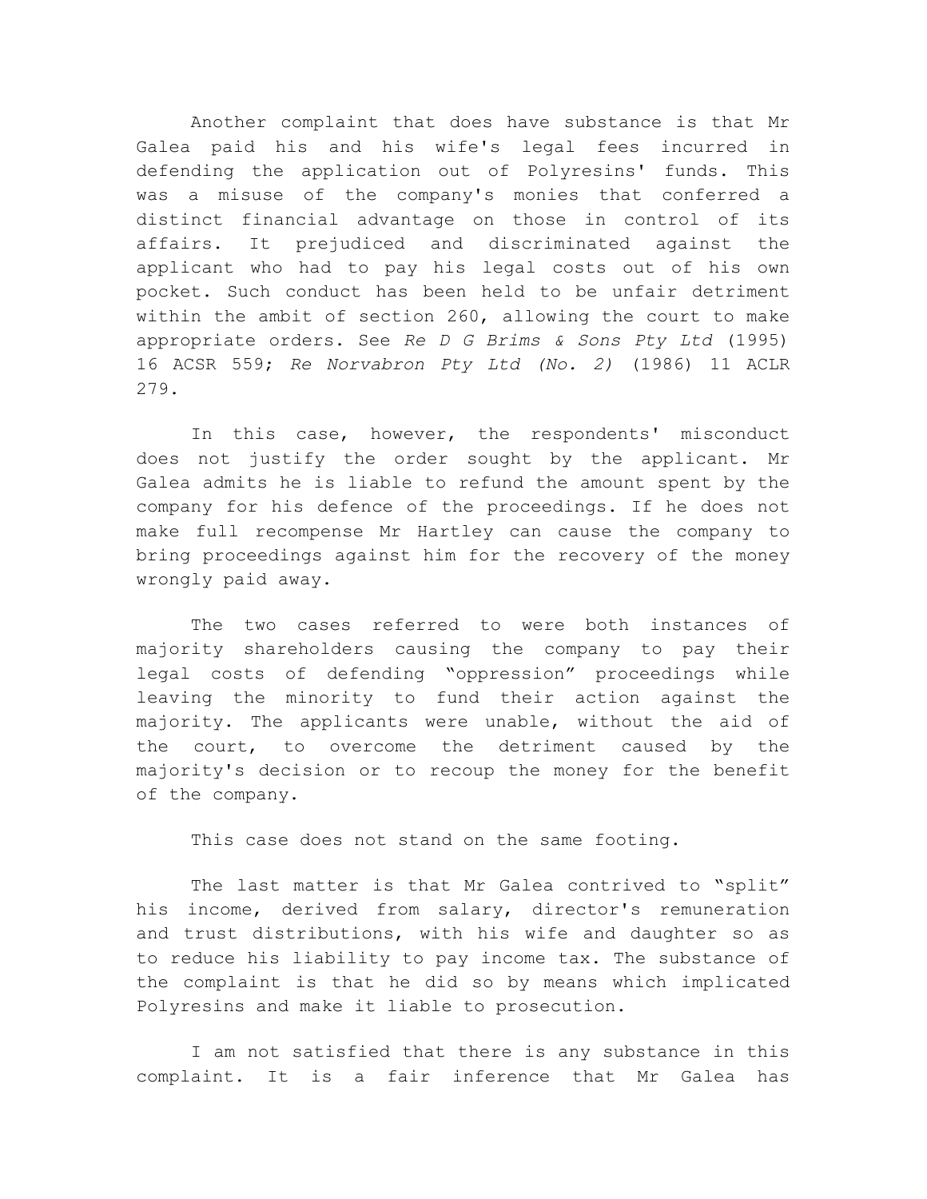Another complaint that does have substance is that Mr Galea paid his and his wife's legal fees incurred in defending the application out of Polyresins' funds. This was a misuse of the company's monies that conferred a distinct financial advantage on those in control of its affairs. It prejudiced and discriminated against the applicant who had to pay his legal costs out of his own pocket. Such conduct has been held to be unfair detriment within the ambit of section 260, allowing the court to make appropriate orders. See *Re D G Brims & Sons Pty Ltd* (1995) 16 ACSR 559; *Re Norvabron Pty Ltd (No. 2)* (1986) 11 ACLR 279.

In this case, however, the respondents' misconduct does not justify the order sought by the applicant. Mr Galea admits he is liable to refund the amount spent by the company for his defence of the proceedings. If he does not make full recompense Mr Hartley can cause the company to bring proceedings against him for the recovery of the money wrongly paid away.

The two cases referred to were both instances of majority shareholders causing the company to pay their legal costs of defending "oppression" proceedings while leaving the minority to fund their action against the majority. The applicants were unable, without the aid of the court, to overcome the detriment caused by the majority's decision or to recoup the money for the benefit of the company.

This case does not stand on the same footing.

The last matter is that Mr Galea contrived to "split" his income, derived from salary, director's remuneration and trust distributions, with his wife and daughter so as to reduce his liability to pay income tax. The substance of the complaint is that he did so by means which implicated Polyresins and make it liable to prosecution.

I am not satisfied that there is any substance in this complaint. It is a fair inference that Mr Galea has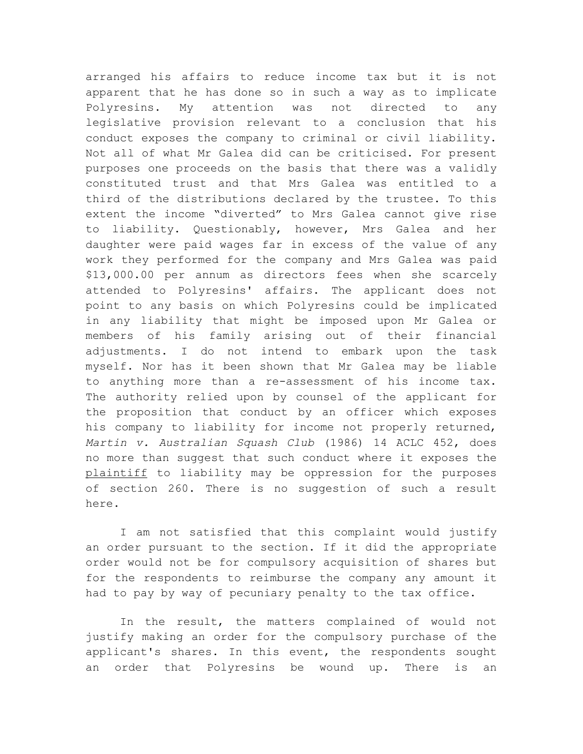arranged his affairs to reduce income tax but it is not apparent that he has done so in such a way as to implicate Polyresins. My attention was not directed to any legislative provision relevant to a conclusion that his conduct exposes the company to criminal or civil liability. Not all of what Mr Galea did can be criticised. For present purposes one proceeds on the basis that there was a validly constituted trust and that Mrs Galea was entitled to a third of the distributions declared by the trustee. To this extent the income "diverted" to Mrs Galea cannot give rise to liability. Questionably, however, Mrs Galea and her daughter were paid wages far in excess of the value of any work they performed for the company and Mrs Galea was paid $13,000.00 per annum as directors fees when she scarcely attended to Polyresins' affairs. The applicant does not point to any basis on which Polyresins could be implicated in any liability that might be imposed upon Mr Galea or members of his family arising out of their financial adjustments. I do not intend to embark upon the task myself. Nor has it been shown that Mr Galea may be liable to anything more than a re-assessment of his income tax. The authority relied upon by counsel of the applicant for the proposition that conduct by an officer which exposes his company to liability for income not properly returned, *Martin v. Australian Squash Club* (1986) 14 ACLC 452, does no more than suggest that such conduct where it exposes the plaintiff to liability may be oppression for the purposes of section 260. There is no suggestion of such a result here.

I am not satisfied that this complaint would justify an order pursuant to the section. If it did the appropriate order would not be for compulsory acquisition of shares but for the respondents to reimburse the company any amount it had to pay by way of pecuniary penalty to the tax office.

In the result, the matters complained of would not justify making an order for the compulsory purchase of the applicant's shares. In this event, the respondents sought an order that Polyresins be wound up. There is an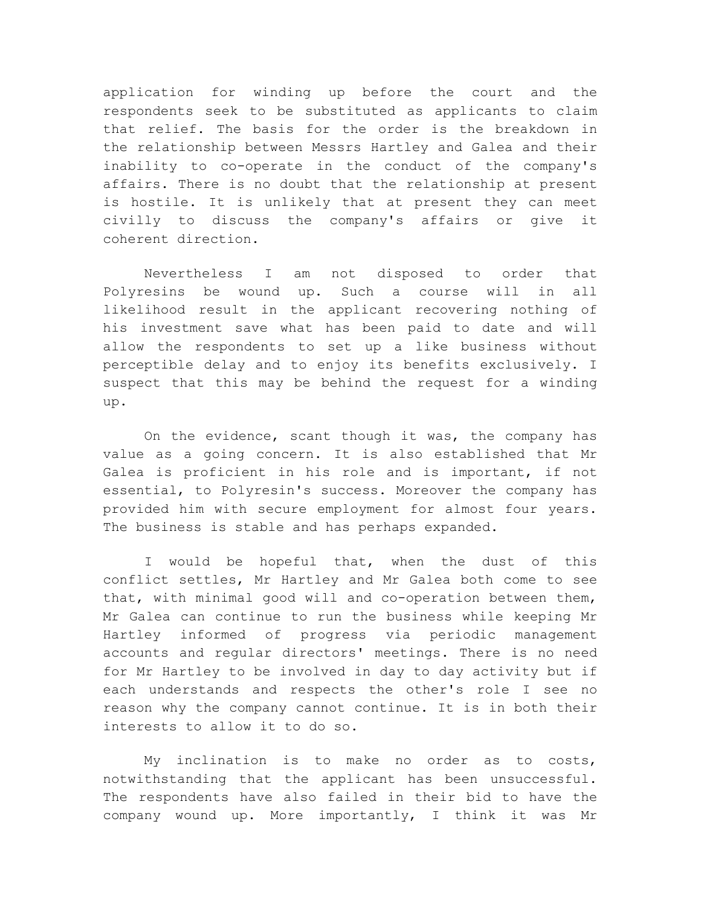application for winding up before the court and the respondents seek to be substituted as applicants to claim that relief. The basis for the order is the breakdown in the relationship between Messrs Hartley and Galea and their inability to co-operate in the conduct of the company's affairs. There is no doubt that the relationship at present is hostile. It is unlikely that at present they can meet civilly to discuss the company's affairs or give it coherent direction.

Nevertheless I am not disposed to order that Polyresins be wound up. Such a course will in all likelihood result in the applicant recovering nothing of his investment save what has been paid to date and will allow the respondents to set up a like business without perceptible delay and to enjoy its benefits exclusively. I suspect that this may be behind the request for a winding up.

On the evidence, scant though it was, the company has value as a going concern. It is also established that Mr Galea is proficient in his role and is important, if not essential, to Polyresin's success. Moreover the company has provided him with secure employment for almost four years. The business is stable and has perhaps expanded.

I would be hopeful that, when the dust of this conflict settles, Mr Hartley and Mr Galea both come to see that, with minimal good will and co-operation between them, Mr Galea can continue to run the business while keeping Mr Hartley informed of progress via periodic management accounts and regular directors' meetings. There is no need for Mr Hartley to be involved in day to day activity but if each understands and respects the other's role I see no reason why the company cannot continue. It is in both their interests to allow it to do so.

My inclination is to make no order as to costs, notwithstanding that the applicant has been unsuccessful. The respondents have also failed in their bid to have the company wound up. More importantly, I think it was Mr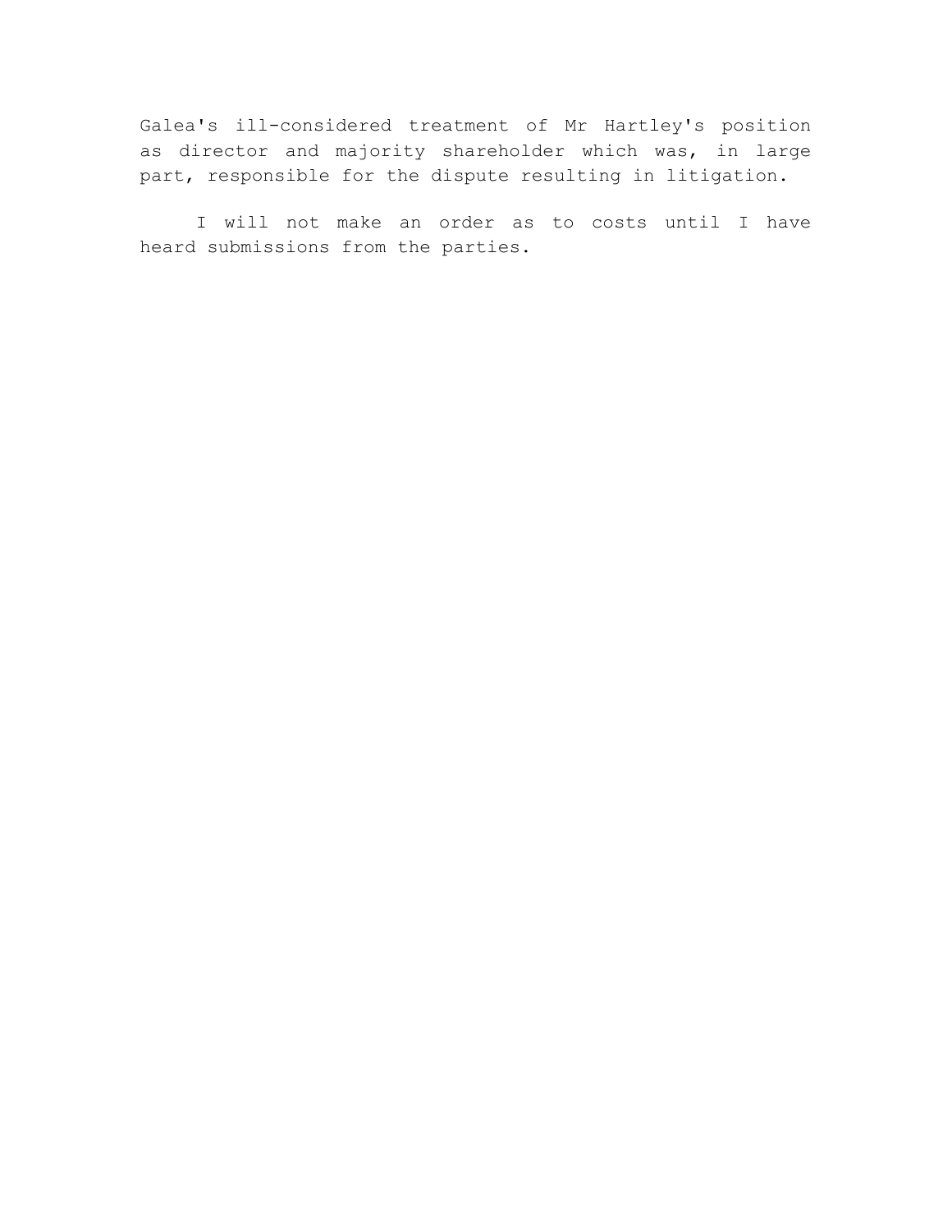Galea's ill-considered treatment of Mr Hartley's position as director and majority shareholder which was, in large part, responsible for the dispute resulting in litigation.

I will not make an order as to costs until I have heard submissions from the parties.